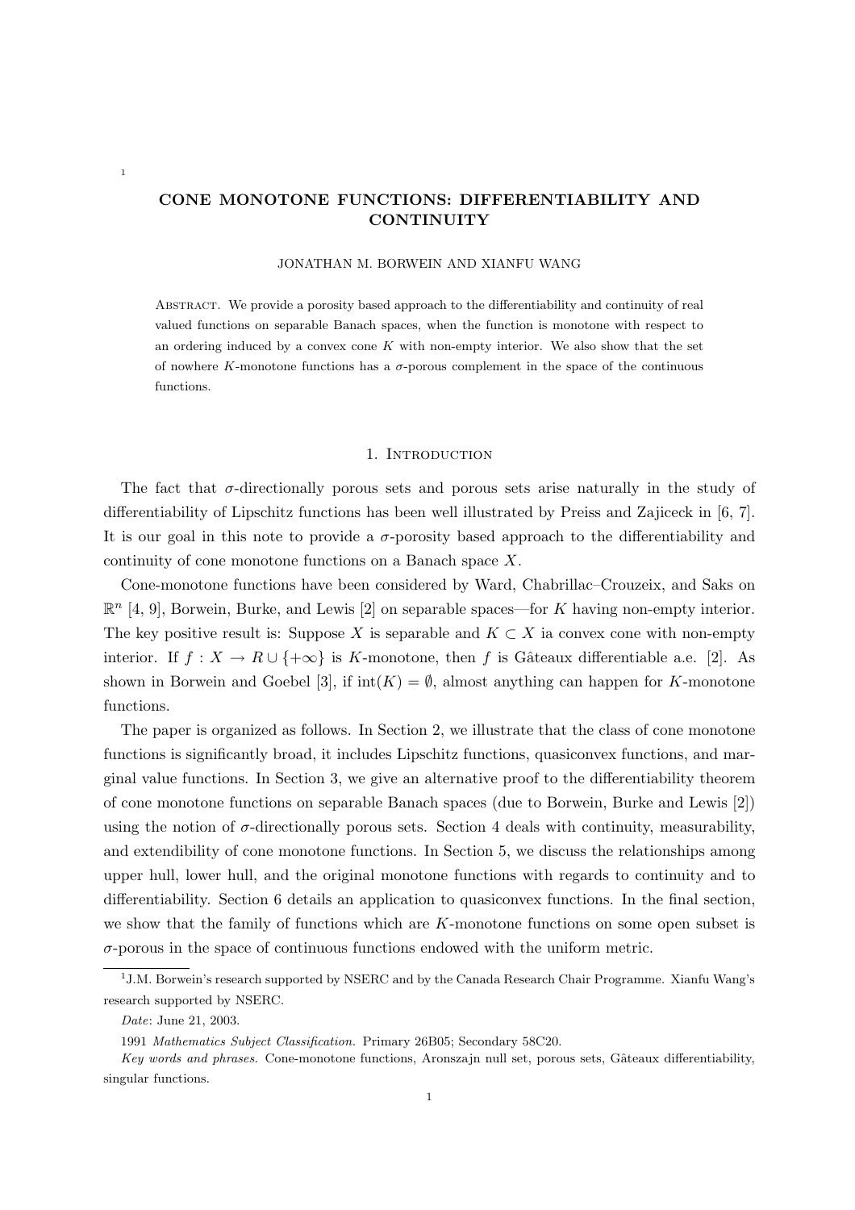# CONE MONOTONE FUNCTIONS: DIFFERENTIABILITY AND CONTINUITY

JONATHAN M. BORWEIN AND XIANFU WANG[1]

Abstract. We provide a porosity based approach to the differentiability and continuity of real valued functions on separable Banach spaces, when the function is monotone with respect to an ordering induced by a convex cone $K$ with non-empty interior. We also show that the set of nowhere $K$-monotone functions has a $\sigma$-porous complement in the space of the continuous functions.

## 1. Introduction

The fact that $\sigma$-directionally porous sets and porous sets arise naturally in the study of differentiability of Lipschitz functions has been well illustrated by Preiss and Zajiceck in [6, 7]. It is our goal in this note to provide a $\sigma$-porosity based approach to the differentiability and continuity of cone monotone functions on a Banach space $X$.

Cone-monotone functions have been considered by Ward, Chabrillac–Crouzeix, and Saks on $\mathbb{R}^n$ [4, 9], Borwein, Burke, and Lewis [2] on separable spaces—for $K$ having non-empty interior. The key positive result is: Suppose $X$ is separable and $K \subset X$ ia convex cone with non-empty interior. If $f : X \to R \cup \{+\infty\}$ is $K$-monotone, then $f$ is Gâteaux differentiable a.e. [2]. As shown in Borwein and Goebel [3], if $\text{int}(K) = \emptyset$, almost anything can happen for $K$-monotone functions.

The paper is organized as follows. In Section 2, we illustrate that the class of cone monotone functions is significantly broad, it includes Lipschitz functions, quasiconvex functions, and marginal value functions. In Section 3, we give an alternative proof to the differentiability theorem of cone monotone functions on separable Banach spaces (due to Borwein, Burke and Lewis [2]) using the notion of $\sigma$-directionally porous sets. Section 4 deals with continuity, measurability, and extendibility of cone monotone functions. In Section 5, we discuss the relationships among upper hull, lower hull, and the original monotone functions with regards to continuity and to differentiability. Section 6 details an application to quasiconvex functions. In the final section, we show that the family of functions which are $K$-monotone functions on some open subset is $\sigma$-porous in the space of continuous functions endowed with the uniform metric.

---

[1]J.M. Borwein's research supported by NSERC and by the Canada Research Chair Programme. Xianfu Wang's research supported by NSERC.

*Date*: June 21, 2003.

1991 *Mathematics Subject Classification.* Primary 26B05; Secondary 58C20.

*Key words and phrases.* Cone-monotone functions, Aronszajn null set, porous sets, Gâteaux differentiability, singular functions.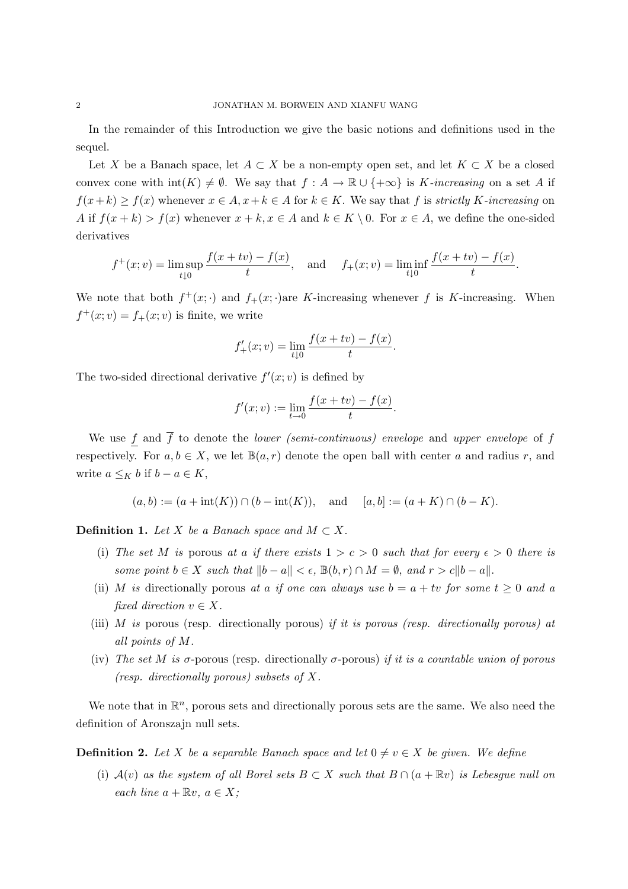In the remainder of this Introduction we give the basic notions and definitions used in the sequel.

Let $X$ be a Banach space, let $A \subset X$ be a non-empty open set, and let $K \subset X$ be a closed convex cone with $\operatorname{int}(K) \neq \emptyset$. We say that $f : A \to \mathbb{R} \cup \{+\infty\}$ is *$K$-increasing* on a set $A$ if $f(x+k) \geq f(x)$ whenever $x \in A, x+k \in A$ for $k \in K$. We say that $f$ is *strictly $K$-increasing* on $A$ if $f(x+k) > f(x)$ whenever $x+k, x \in A$ and $k \in K \setminus 0$. For $x \in A$, we define the one-sided derivatives

$$f^+(x;v) = \limsup_{t \downarrow 0} \frac{f(x+tv) - f(x)}{t}, \quad \text{and} \quad f_+(x;v) = \liminf_{t \downarrow 0} \frac{f(x+tv) - f(x)}{t}.$$

We note that both $f^+(x;\cdot)$ and $f_+(x;\cdot)$are $K$-increasing whenever $f$ is $K$-increasing. When $f^+(x;v) = f_+(x;v)$ is finite, we write

$$f'_+(x;v) = \lim_{t \downarrow 0} \frac{f(x+tv) - f(x)}{t}.$$

The two-sided directional derivative $f'(x;v)$ is defined by

$$f'(x;v) := \lim_{t \to 0} \frac{f(x+tv) - f(x)}{t}.$$

We use $\underline{f}$ and $\overline{f}$ to denote the *lower (semi-continuous) envelope* and *upper envelope* of $f$ respectively. For $a, b \in X$, we let $\mathbb{B}(a,r)$ denote the open ball with center $a$ and radius $r$, and write $a \leq_K b$ if $b - a \in K$,

$$(a,b) := (a + \operatorname{int}(K)) \cap (b - \operatorname{int}(K)), \quad \text{and} \quad [a,b] := (a+K) \cap (b-K).$$

**Definition 1.** *Let $X$ be a Banach space and $M \subset X$.*

(i) *The set $M$ is* porous *at $a$ if there exists $1 > c > 0$ such that for every $\epsilon > 0$ there is some point $b \in X$ such that $\|b - a\| < \epsilon$, $\mathbb{B}(b,r) \cap M = \emptyset$, and $r > c\|b-a\|$.*

(ii) *$M$ is* directionally porous *at $a$ if one can always use $b = a + tv$ for some $t \geq 0$ and a fixed direction $v \in X$.*

(iii) *$M$ is* porous *(resp.* directionally porous*) if it is porous (resp. directionally porous) at all points of $M$.*

(iv) *The set $M$ is* $\sigma$-porous *(resp.* directionally $\sigma$-porous*) if it is a countable union of porous (resp. directionally porous) subsets of $X$.*

We note that in $\mathbb{R}^n$, porous sets and directionally porous sets are the same. We also need the definition of Aronszajn null sets.

**Definition 2.** *Let $X$ be a separable Banach space and let $0 \neq v \in X$ be given. We define*

(i) *$\mathcal{A}(v)$ as the system of all Borel sets $B \subset X$ such that $B \cap (a + \mathbb{R}v)$ is Lebesgue null on each line $a + \mathbb{R}v$, $a \in X$;*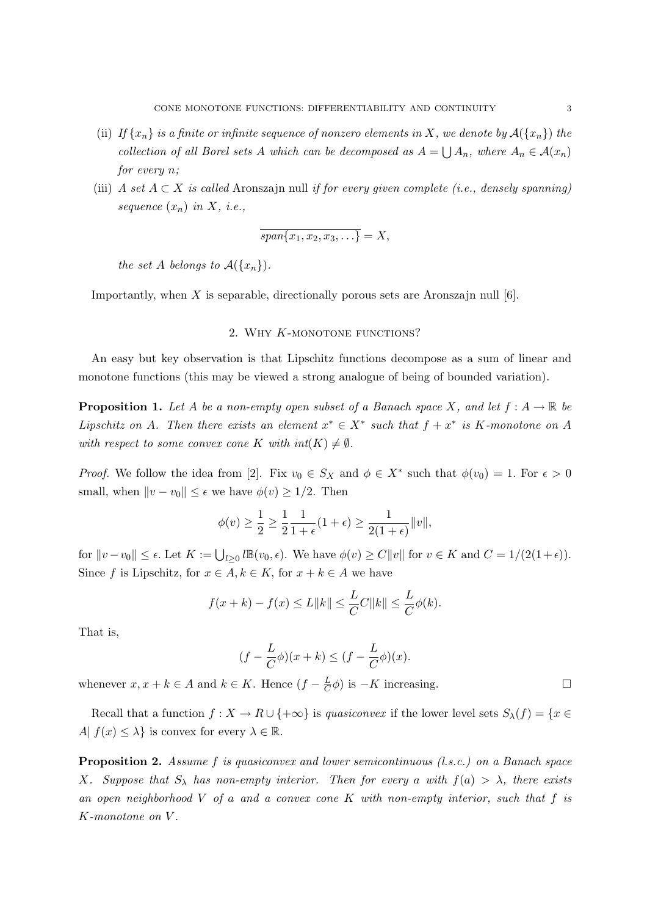(ii) *If $\{x_n\}$ is a finite or infinite sequence of nonzero elements in $X$, we denote by $\mathcal{A}(\{x_n\})$ the collection of all Borel sets $A$ which can be decomposed as $A = \bigcup A_n$, where $A_n \in \mathcal{A}(x_n)$ for every $n$;*

(iii) *A set $A \subset X$ is called* Aronszajn null *if for every given complete (i.e., densely spanning) sequence $(x_n)$ in $X$, i.e.,*

$$\overline{span\{x_1, x_2, x_3, \dots\}} = X,$$

*the set $A$ belongs to $\mathcal{A}(\{x_n\})$.*

Importantly, when $X$ is separable, directionally porous sets are Aronszajn null [6].

## 2. Why $K$-monotone functions?

An easy but key observation is that Lipschitz functions decompose as a sum of linear and monotone functions (this may be viewed a strong analogue of being of bounded variation).

**Proposition 1.** *Let $A$ be a non-empty open subset of a Banach space $X$, and let $f : A \to \mathbb{R}$ be Lipschitz on $A$. Then there exists an element $x^* \in X^*$ such that $f + x^*$ is $K$-monotone on $A$ with respect to some convex cone $K$ with $int(K) \neq \emptyset$.*

*Proof.* We follow the idea from [2]. Fix $v_0 \in S_X$ and $\phi \in X^*$ such that $\phi(v_0) = 1$. For $\epsilon > 0$ small, when $\|v - v_0\| \leq \epsilon$ we have $\phi(v) \geq 1/2$. Then

$$\phi(v) \geq \frac{1}{2} \geq \frac{1}{2}\frac{1}{1+\epsilon}(1+\epsilon) \geq \frac{1}{2(1+\epsilon)}\|v\|,$$

for $\|v - v_0\| \leq \epsilon$. Let $K := \bigcup_{l \geq 0} l\mathbb{B}(v_0, \epsilon)$. We have $\phi(v) \geq C\|v\|$ for $v \in K$ and $C = 1/(2(1+\epsilon))$. Since $f$ is Lipschitz, for $x \in A, k \in K$, for $x + k \in A$ we have

$$f(x+k) - f(x) \leq L\|k\| \leq \frac{L}{C}C\|k\| \leq \frac{L}{C}\phi(k).$$

That is,

$$(f - \frac{L}{C}\phi)(x+k) \leq (f - \frac{L}{C}\phi)(x).$$

whenever $x, x+k \in A$ and $k \in K$. Hence $(f - \frac{L}{C}\phi)$ is $-K$ increasing. $\square$

Recall that a function $f : X \to R \cup \{+\infty\}$ is *quasiconvex* if the lower level sets $S_\lambda(f) = \{x \in A | \ f(x) \leq \lambda\}$ is convex for every $\lambda \in \mathbb{R}$.

**Proposition 2.** *Assume $f$ is quasiconvex and lower semicontinuous (l.s.c.) on a Banach space $X$. Suppose that $S_\lambda$ has non-empty interior. Then for every $a$ with $f(a) > \lambda$, there exists an open neighborhood $V$ of $a$ and a convex cone $K$ with non-empty interior, such that $f$ is $K$-monotone on $V$.*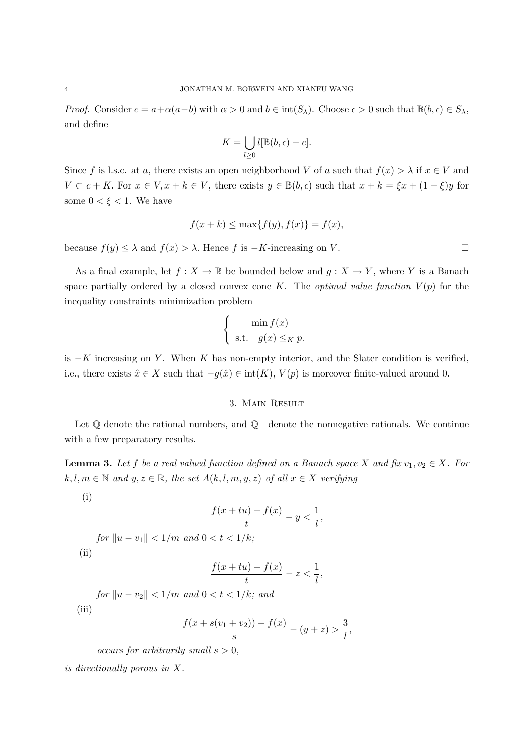*Proof.* Consider $c = a+\alpha(a-b)$ with $\alpha > 0$ and $b \in \text{int}(S_\lambda)$. Choose $\epsilon > 0$ such that $\mathbb{B}(b, \epsilon) \in S_\lambda$, and define

$$K = \bigcup_{l \geq 0} l[\mathbb{B}(b, \epsilon) - c].$$

Since $f$ is l.s.c. at $a$, there exists an open neighborhood $V$ of $a$ such that $f(x) > \lambda$ if $x \in V$ and $V \subset c + K$. For $x \in V, x + k \in V$, there exists $y \in \mathbb{B}(b, \epsilon)$ such that $x + k = \xi x + (1 - \xi)y$ for some $0 < \xi < 1$. We have

$$f(x + k) \leq \max\{f(y), f(x)\} = f(x),$$

because $f(y) \leq \lambda$ and $f(x) > \lambda$. Hence $f$ is $-K$-increasing on $V$. □

As a final example, let $f : X \to \mathbb{R}$ be bounded below and $g : X \to Y$, where $Y$ is a Banach space partially ordered by a closed convex cone $K$. The *optimal value function* $V(p)$ for the inequality constraints minimization problem

$$\begin{cases} \quad \min f(x) \\ \text{s.t.} \quad g(x) \leq_K p. \end{cases}$$

is $-K$ increasing on $Y$. When $K$ has non-empty interior, and the Slater condition is verified, i.e., there exists $\hat{x} \in X$ such that $-g(\hat{x}) \in \text{int}(K)$, $V(p)$ is moreover finite-valued around 0.

## 3. Main Result

Let $\mathbb{Q}$ denote the rational numbers, and $\mathbb{Q}^+$ denote the nonnegative rationals. We continue with a few preparatory results.

**Lemma 3.** *Let $f$ be a real valued function defined on a Banach space $X$ and fix $v_1, v_2 \in X$. For $k, l, m \in \mathbb{N}$ and $y, z \in \mathbb{R}$, the set $A(k, l, m, y, z)$ of all $x \in X$ verifying*

(i)
$$\frac{f(x + tu) - f(x)}{t} - y < \frac{1}{l},$$

*for $\|u - v_1\| < 1/m$ and $0 < t < 1/k$;*

(ii)
$$\frac{f(x + tu) - f(x)}{t} - z < \frac{1}{l},$$

*for $\|u - v_2\| < 1/m$ and $0 < t < 1/k$; and*

(iii)
$$\frac{f(x + s(v_1 + v_2)) - f(x)}{s} - (y + z) > \frac{3}{l},$$

*occurs for arbitrarily small $s > 0$,*

*is directionally porous in $X$.*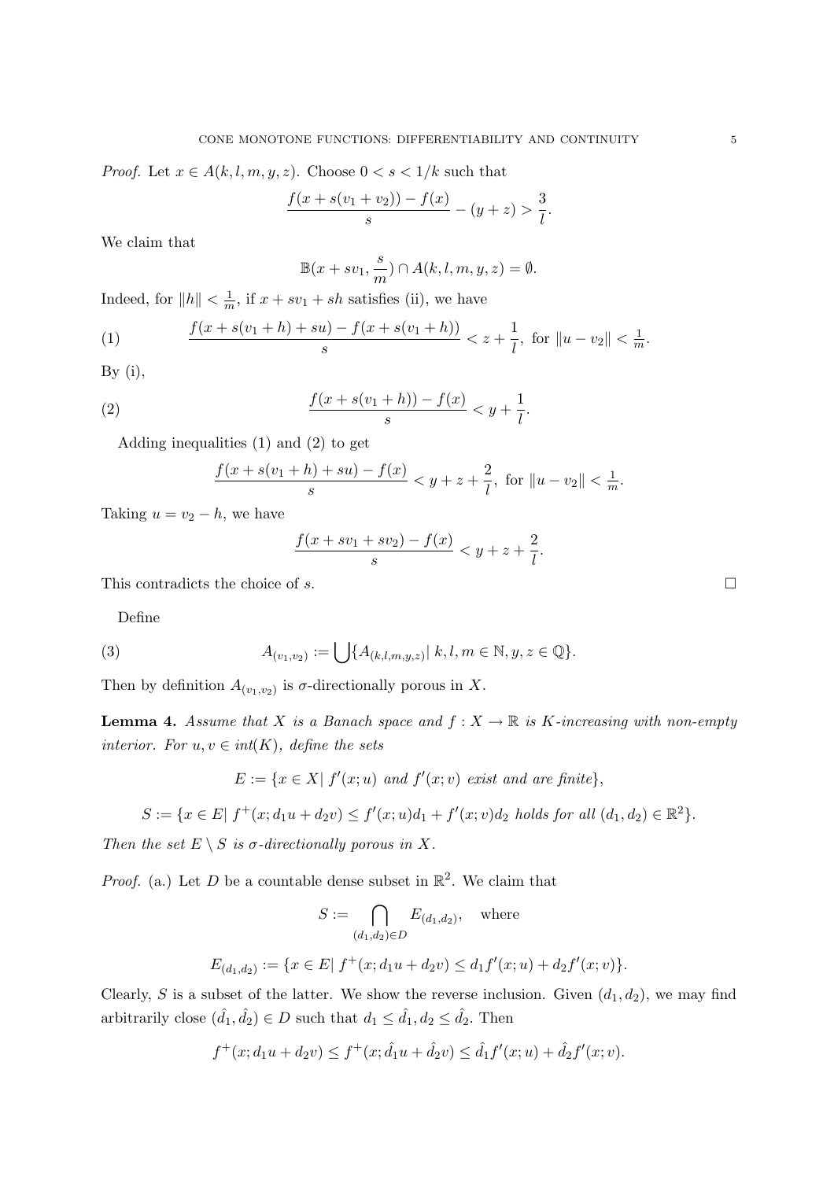*Proof.* Let $x \in A(k, l, m, y, z)$. Choose $0 < s < 1/k$ such that

$$\frac{f(x + s(v_1 + v_2)) - f(x)}{s} - (y + z) > \frac{3}{l}.$$

We claim that

$$\mathbb{B}(x + sv_1, \frac{s}{m}) \cap A(k, l, m, y, z) = \emptyset.$$

Indeed, for $\|h\| < \frac{1}{m}$, if $x + sv_1 + sh$ satisfies (ii), we have

$$\frac{f(x + s(v_1 + h) + su) - f(x + s(v_1 + h))}{s} < z + \frac{1}{l}, \text{ for } \|u - v_2\| < \tfrac{1}{m}. \tag{1}$$

By (i),

$$\frac{f(x + s(v_1 + h)) - f(x)}{s} < y + \frac{1}{l}. \tag{2}$$

Adding inequalities (1) and (2) to get

$$\frac{f(x + s(v_1 + h) + su) - f(x)}{s} < y + z + \frac{2}{l}, \text{ for } \|u - v_2\| < \tfrac{1}{m}.$$

Taking $u = v_2 - h$, we have

$$\frac{f(x + sv_1 + sv_2) - f(x)}{s} < y + z + \frac{2}{l}.$$

This contradicts the choice of $s$. $\square$

Define

$$A_{(v_1,v_2)} := \bigcup \{A_{(k,l,m,y,z)} |\ k, l, m \in \mathbb{N}, y, z \in \mathbb{Q}\}. \tag{3}$$

Then by definition $A_{(v_1,v_2)}$ is $\sigma$-directionally porous in $X$.

**Lemma 4.** *Assume that $X$ is a Banach space and $f : X \to \mathbb{R}$ is $K$-increasing with non-empty interior. For $u, v \in int(K)$, define the sets*

$$E := \{x \in X |\ f'(x; u) \text{ and } f'(x; v) \text{ exist and are finite}\},$$

$$S := \{x \in E |\ f^+(x; d_1 u + d_2 v) \leq f'(x; u)d_1 + f'(x; v)d_2 \text{ holds for all } (d_1, d_2) \in \mathbb{R}^2\}.$$

*Then the set $E \setminus S$ is $\sigma$-directionally porous in $X$.*

*Proof.* (a.) Let $D$ be a countable dense subset in $\mathbb{R}^2$. We claim that

$$S := \bigcap_{(d_1,d_2) \in D} E_{(d_1,d_2)}, \quad \text{where}$$

$$E_{(d_1,d_2)} := \{x \in E |\ f^+(x; d_1 u + d_2 v) \leq d_1 f'(x; u) + d_2 f'(x; v)\}.$$

Clearly, $S$ is a subset of the latter. We show the reverse inclusion. Given $(d_1, d_2)$, we may find arbitrarily close $(\hat{d_1}, \hat{d_2}) \in D$ such that $d_1 \leq \hat{d_1}, d_2 \leq \hat{d_2}$. Then

$$f^+(x; d_1 u + d_2 v) \leq f^+(x; \hat{d_1} u + \hat{d_2} v) \leq \hat{d_1} f'(x; u) + \hat{d_2} f'(x; v).$$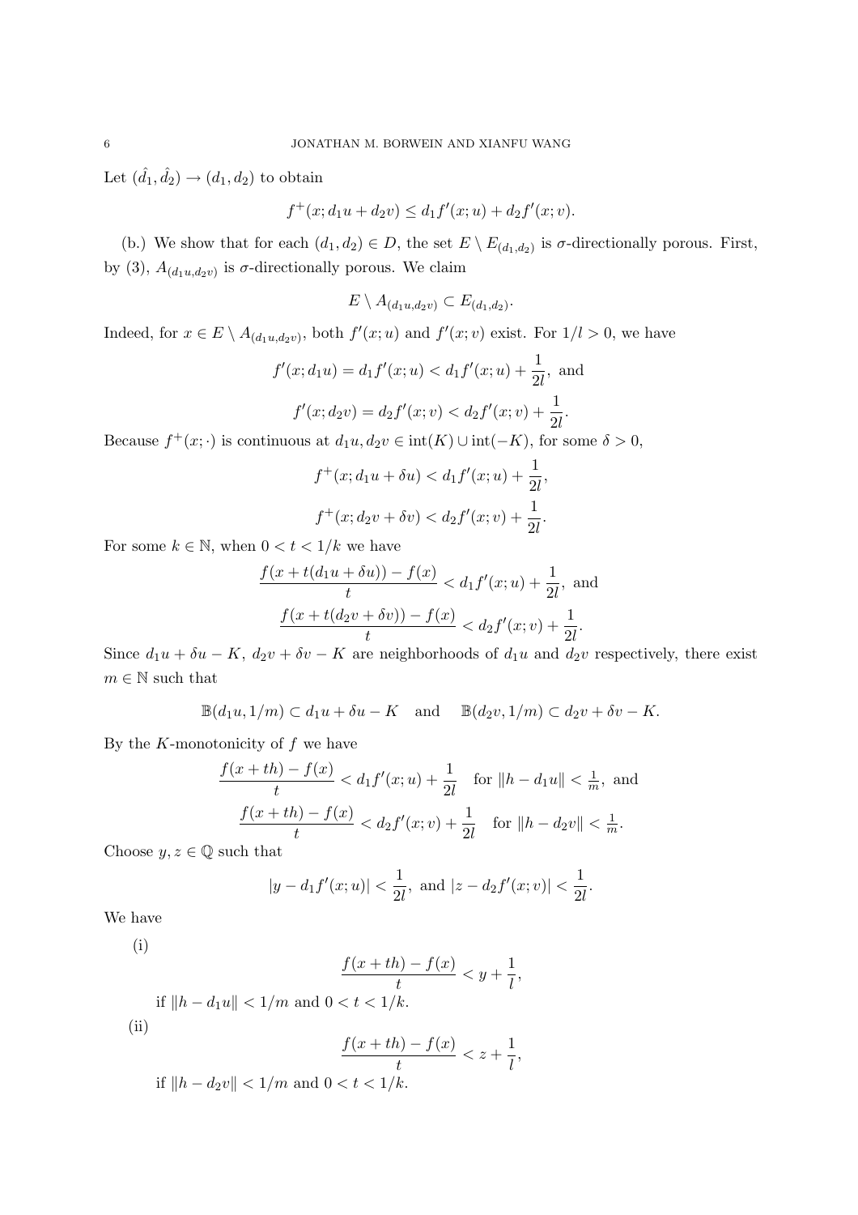Let $(\hat{d_1}, \hat{d_2}) \to (d_1, d_2)$ to obtain

$$f^+(x; d_1u + d_2v) \le d_1 f'(x; u) + d_2 f'(x; v).$$

(b.) We show that for each $(d_1, d_2) \in D$, the set $E \setminus E_{(d_1,d_2)}$ is $\sigma$-directionally porous. First, by (3), $A_{(d_1u,d_2v)}$ is $\sigma$-directionally porous. We claim

$$E \setminus A_{(d_1u,d_2v)} \subset E_{(d_1,d_2)}.$$

Indeed, for $x \in E \setminus A_{(d_1u,d_2v)}$, both $f'(x; u)$ and $f'(x; v)$ exist. For $1/l > 0$, we have

$$f'(x; d_1u) = d_1 f'(x; u) < d_1 f'(x; u) + \frac{1}{2l}, \text{ and}$$

$$f'(x; d_2v) = d_2 f'(x; v) < d_2 f'(x; v) + \frac{1}{2l}.$$

Because $f^+(x; \cdot)$ is continuous at $d_1u, d_2v \in \mathrm{int}(K) \cup \mathrm{int}(-K)$, for some $\delta > 0$,

$$f^+(x; d_1u + \delta u) < d_1 f'(x; u) + \frac{1}{2l},$$

$$f^+(x; d_2v + \delta v) < d_2 f'(x; v) + \frac{1}{2l}.$$

For some $k \in \mathbb{N}$, when $0 < t < 1/k$ we have

$$\frac{f(x + t(d_1u + \delta u)) - f(x)}{t} < d_1 f'(x; u) + \frac{1}{2l}, \text{ and}$$

$$\frac{f(x + t(d_2v + \delta v)) - f(x)}{t} < d_2 f'(x; v) + \frac{1}{2l}.$$

Since $d_1u + \delta u - K$, $d_2v + \delta v - K$ are neighborhoods of $d_1u$ and $d_2v$ respectively, there exist $m \in \mathbb{N}$ such that

$$\mathbb{B}(d_1u, 1/m) \subset d_1u + \delta u - K \quad \text{and} \quad \mathbb{B}(d_2v, 1/m) \subset d_2v + \delta v - K.$$

By the $K$-monotonicity of $f$ we have

$$\frac{f(x + th) - f(x)}{t} < d_1 f'(x; u) + \frac{1}{2l} \quad \text{for } \|h - d_1u\| < \tfrac{1}{m}, \text{ and}$$

$$\frac{f(x + th) - f(x)}{t} < d_2 f'(x; v) + \frac{1}{2l} \quad \text{for } \|h - d_2v\| < \tfrac{1}{m}.$$

Choose $y, z \in \mathbb{Q}$ such that

$$|y - d_1 f'(x; u)| < \frac{1}{2l}, \text{ and } |z - d_2 f'(x; v)| < \frac{1}{2l}.$$

We have

(i)
$$\frac{f(x + th) - f(x)}{t} < y + \frac{1}{l},$$
if $\|h - d_1u\| < 1/m$ and $0 < t < 1/k$.

(ii)
$$\frac{f(x + th) - f(x)}{t} < z + \frac{1}{l},$$
if $\|h - d_2v\| < 1/m$ and $0 < t < 1/k$.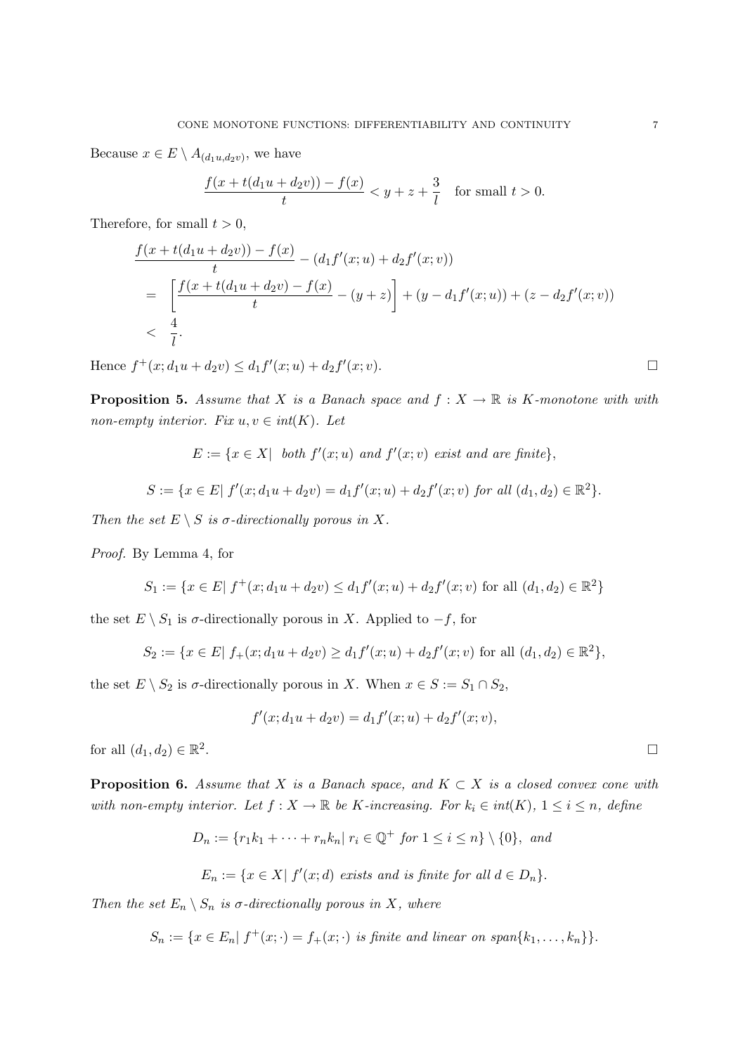Because $x \in E \setminus A_{(d_1u, d_2v)}$, we have

$$\frac{f(x + t(d_1u + d_2v)) - f(x)}{t} < y + z + \frac{3}{l} \quad \text{for small } t > 0.$$

Therefore, for small $t > 0$,

$$\begin{aligned}
&\frac{f(x + t(d_1u + d_2v)) - f(x)}{t} - (d_1 f'(x; u) + d_2 f'(x; v)) \\
&= \left[\frac{f(x + t(d_1u + d_2v) - f(x)}{t} - (y + z)\right] + (y - d_1 f'(x; u)) + (z - d_2 f'(x; v)) \\
&< \frac{4}{l}.
\end{aligned}$$

Hence $f^+(x; d_1u + d_2v) \leq d_1 f'(x; u) + d_2 f'(x; v)$. $\square$

**Proposition 5.** *Assume that $X$ is a Banach space and $f : X \to \mathbb{R}$ is $K$-monotone with with non-empty interior. Fix $u, v \in int(K)$. Let*

$$E := \{x \in X |\ \text{both } f'(x; u) \text{ and } f'(x; v) \text{ exist and are finite}\},$$

$$S := \{x \in E |\ f'(x; d_1u + d_2v) = d_1 f'(x; u) + d_2 f'(x; v) \text{ for all } (d_1, d_2) \in \mathbb{R}^2\}.$$

*Then the set $E \setminus S$ is $\sigma$-directionally porous in $X$.*

*Proof.* By Lemma 4, for

$$S_1 := \{x \in E |\ f^+(x; d_1u + d_2v) \leq d_1 f'(x; u) + d_2 f'(x; v) \text{ for all } (d_1, d_2) \in \mathbb{R}^2\}$$

the set $E \setminus S_1$ is $\sigma$-directionally porous in $X$. Applied to $-f$, for

$$S_2 := \{x \in E |\ f_+(x; d_1u + d_2v) \geq d_1 f'(x; u) + d_2 f'(x; v) \text{ for all } (d_1, d_2) \in \mathbb{R}^2\},$$

the set $E \setminus S_2$ is $\sigma$-directionally porous in $X$. When $x \in S := S_1 \cap S_2$,

$$f'(x; d_1u + d_2v) = d_1 f'(x; u) + d_2 f'(x; v),$$

for all $(d_1, d_2) \in \mathbb{R}^2$. $\square$

**Proposition 6.** *Assume that $X$ is a Banach space, and $K \subset X$ is a closed convex cone with with non-empty interior. Let $f : X \to \mathbb{R}$ be $K$-increasing. For $k_i \in int(K)$, $1 \leq i \leq n$, define*

$$D_n := \{r_1k_1 + \cdots + r_nk_n |\ r_i \in \mathbb{Q}^+ \text{ for } 1 \leq i \leq n\} \setminus \{0\}, \text{ and}$$

$$E_n := \{x \in X |\ f'(x; d) \text{ exists and is finite for all } d \in D_n\}.$$

*Then the set $E_n \setminus S_n$ is $\sigma$-directionally porous in $X$, where*

$$S_n := \{x \in E_n |\ f^+(x; \cdot) = f_+(x; \cdot) \text{ is finite and linear on } span\{k_1, \ldots, k_n\}\}.$$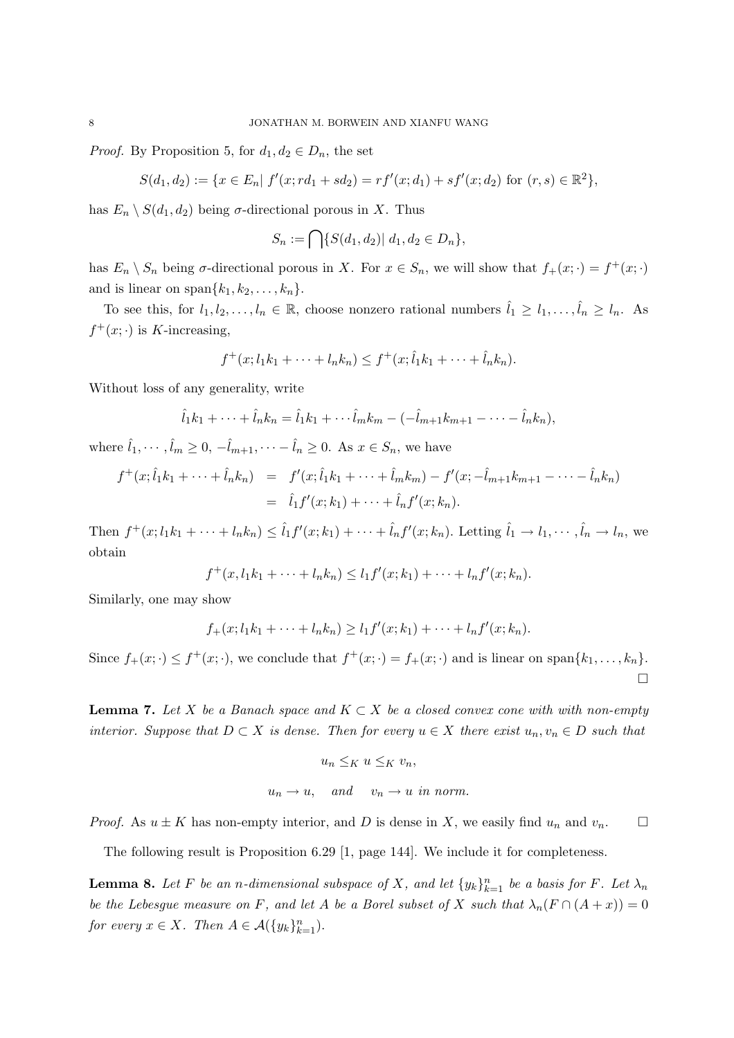*Proof.* By Proposition 5, for $d_1, d_2 \in D_n$, the set

$$S(d_1, d_2) := \{x \in E_n |\ f'(x; rd_1 + sd_2) = rf'(x; d_1) + sf'(x; d_2) \text{ for } (r, s) \in \mathbb{R}^2\},$$

has $E_n \setminus S(d_1, d_2)$ being $\sigma$-directional porous in $X$. Thus

$$S_n := \bigcap \{S(d_1, d_2)|\ d_1, d_2 \in D_n\},$$

has $E_n \setminus S_n$ being $\sigma$-directional porous in $X$. For $x \in S_n$, we will show that $f_+(x; \cdot) = f^+(x; \cdot)$ and is linear on $\text{span}\{k_1, k_2, \ldots, k_n\}$.

To see this, for $l_1, l_2, \ldots, l_n \in \mathbb{R}$, choose nonzero rational numbers $\hat{l}_1 \geq l_1, \ldots, \hat{l}_n \geq l_n$. As $f^+(x; \cdot)$ is $K$-increasing,

$$f^+(x; l_1k_1 + \cdots + l_nk_n) \leq f^+(x; \hat{l}_1k_1 + \cdots + \hat{l}_nk_n).$$

Without loss of any generality, write

$$\hat{l}_1k_1 + \cdots + \hat{l}_nk_n = \hat{l}_1k_1 + \cdots \hat{l}_mk_m - (-\hat{l}_{m+1}k_{m+1} - \cdots - \hat{l}_nk_n),$$

where $\hat{l}_1, \cdots, \hat{l}_m \geq 0$, $-\hat{l}_{m+1}, \cdots - \hat{l}_n \geq 0$. As $x \in S_n$, we have

$$\begin{aligned}
f^+(x; \hat{l}_1k_1 + \cdots + \hat{l}_nk_n) &= f'(x; \hat{l}_1k_1 + \cdots + \hat{l}_mk_m) - f'(x; -\hat{l}_{m+1}k_{m+1} - \cdots - \hat{l}_nk_n) \\
&= \hat{l}_1f'(x; k_1) + \cdots + \hat{l}_nf'(x; k_n).
\end{aligned}$$

Then $f^+(x; l_1k_1 + \cdots + l_nk_n) \leq \hat{l}_1f'(x; k_1) + \cdots + \hat{l}_nf'(x; k_n)$. Letting $\hat{l}_1 \to l_1, \cdots, \hat{l}_n \to l_n$, we obtain

$$f^+(x, l_1k_1 + \cdots + l_nk_n) \leq l_1f'(x; k_1) + \cdots + l_nf'(x; k_n).$$

Similarly, one may show

$$f_+(x; l_1k_1 + \cdots + l_nk_n) \geq l_1f'(x; k_1) + \cdots + l_nf'(x; k_n).$$

Since $f_+(x; \cdot) \leq f^+(x; \cdot)$, we conclude that $f^+(x; \cdot) = f_+(x; \cdot)$ and is linear on $\text{span}\{k_1, \ldots, k_n\}$. $\square$

**Lemma 7.** *Let $X$ be a Banach space and $K \subset X$ be a closed convex cone with with non-empty interior. Suppose that $D \subset X$ is dense. Then for every $u \in X$ there exist $u_n, v_n \in D$ such that*

$$u_n \leq_K u \leq_K v_n,$$

$$u_n \to u, \quad \textit{and} \quad v_n \to u \textit{ in norm.}$$

*Proof.* As $u \pm K$ has non-empty interior, and $D$ is dense in $X$, we easily find $u_n$ and $v_n$. $\square$

The following result is Proposition 6.29 [1, page 144]. We include it for completeness.

**Lemma 8.** *Let $F$ be an $n$-dimensional subspace of $X$, and let $\{y_k\}_{k=1}^n$ be a basis for $F$. Let $\lambda_n$ be the Lebesgue measure on $F$, and let $A$ be a Borel subset of $X$ such that $\lambda_n(F \cap (A + x)) = 0$ for every $x \in X$. Then $A \in \mathcal{A}(\{y_k\}_{k=1}^n)$.*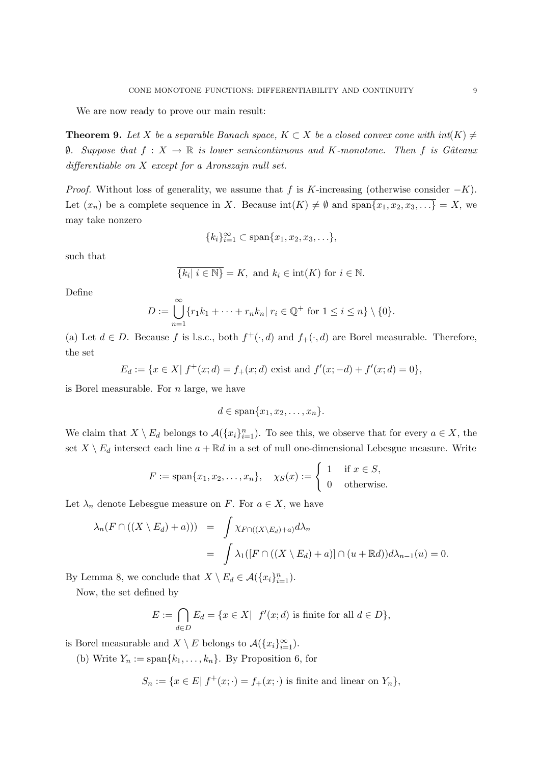We are now ready to prove our main result:

**Theorem 9.** *Let $X$ be a separable Banach space, $K \subset X$ be a closed convex cone with $int(K) \neq \emptyset$. Suppose that $f : X \to \mathbb{R}$ is lower semicontinuous and $K$-monotone. Then $f$ is Gâteaux differentiable on $X$ except for a Aronszajn null set.*

*Proof.* Without loss of generality, we assume that $f$ is $K$-increasing (otherwise consider $-K$). Let $(x_n)$ be a complete sequence in $X$. Because $\text{int}(K) \neq \emptyset$ and $\overline{\text{span}\{x_1, x_2, x_3, \dots\}} = X$, we may take nonzero

$$\{k_i\}_{i=1}^{\infty} \subset \text{span}\{x_1, x_2, x_3, \dots\},$$

such that

$$\overline{\{k_i |\ i \in \mathbb{N}\}} = K, \text{ and } k_i \in \text{int}(K) \text{ for } i \in \mathbb{N}.$$

Define

$$D := \bigcup_{n=1}^{\infty} \{r_1 k_1 + \cdots + r_n k_n |\ r_i \in \mathbb{Q}^+ \text{ for } 1 \leq i \leq n\} \setminus \{0\}.$$

(a) Let $d \in D$. Because $f$ is l.s.c., both $f^+(\cdot, d)$ and $f_+(\cdot, d)$ are Borel measurable. Therefore, the set

$$E_d := \{x \in X |\ f^+(x; d) = f_+(x; d) \text{ exist and } f'(x; -d) + f'(x; d) = 0\},$$

is Borel measurable. For $n$ large, we have

$$d \in \text{span}\{x_1, x_2, \dots, x_n\}.$$

We claim that $X \setminus E_d$ belongs to $\mathcal{A}(\{x_i\}_{i=1}^n)$. To see this, we observe that for every $a \in X$, the set $X \setminus E_d$ intersect each line $a + \mathbb{R}d$ in a set of null one-dimensional Lebesgue measure. Write

$$F := \text{span}\{x_1, x_2, \dots, x_n\}, \quad \chi_S(x) := \begin{cases} 1 & \text{if } x \in S, \\ 0 & \text{otherwise.} \end{cases}$$

Let $\lambda_n$ denote Lebesgue measure on $F$. For $a \in X$, we have

$$\begin{aligned} \lambda_n(F \cap ((X \setminus E_d) + a))) &= \int \chi_{F \cap ((X \setminus E_d) + a)} d\lambda_n \\ &= \int \lambda_1([F \cap ((X \setminus E_d) + a)] \cap (u + \mathbb{R}d)) d\lambda_{n-1}(u) = 0. \end{aligned}$$

By Lemma 8, we conclude that $X \setminus E_d \in \mathcal{A}(\{x_i\}_{i=1}^n)$.

Now, the set defined by

$$E := \bigcap_{d \in D} E_d = \{x \in X |\ \ f'(x; d) \text{ is finite for all } d \in D\},$$

is Borel measurable and $X \setminus E$ belongs to $\mathcal{A}(\{x_i\}_{i=1}^{\infty})$.

(b) Write $Y_n := \text{span}\{k_1, \dots, k_n\}$. By Proposition 6, for

$$S_n := \{x \in E |\ f^+(x; \cdot) = f_+(x; \cdot) \text{ is finite and linear on } Y_n\},$$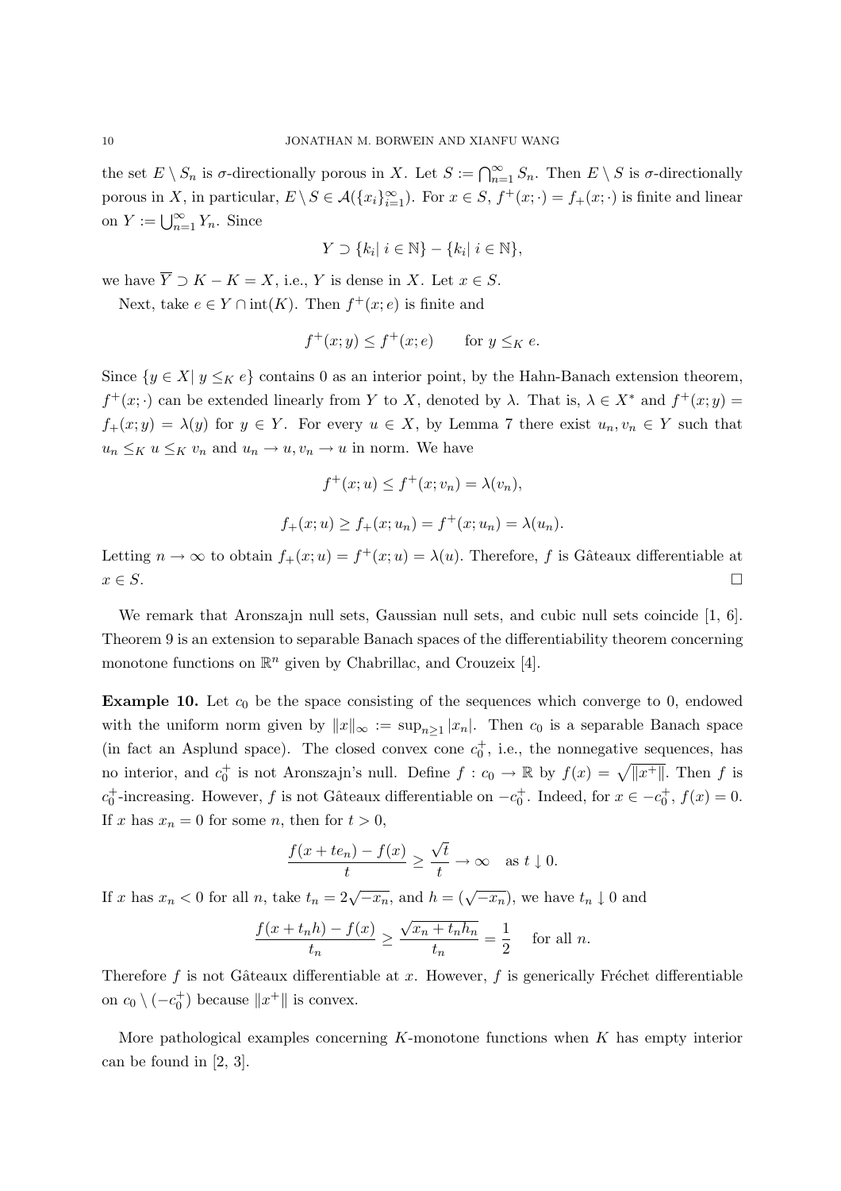the set $E \setminus S_n$ is $\sigma$-directionally porous in $X$. Let $S := \bigcap_{n=1}^{\infty} S_n$. Then $E \setminus S$ is $\sigma$-directionally porous in $X$, in particular, $E \setminus S \in \mathcal{A}(\{x_i\}_{i=1}^{\infty})$. For $x \in S$, $f^+(x;\cdot) = f_+(x;\cdot)$ is finite and linear on $Y := \bigcup_{n=1}^{\infty} Y_n$. Since

$$Y \supset \{k_i |\ i \in \mathbb{N}\} - \{k_i |\ i \in \mathbb{N}\},$$

we have $\overline{Y} \supset K - K = X$, i.e., $Y$ is dense in $X$. Let $x \in S$.

Next, take $e \in Y \cap \operatorname{int}(K)$. Then $f^+(x;e)$ is finite and

$$f^+(x;y) \leq f^+(x;e) \qquad \text{for } y \leq_K e.$$

Since $\{y \in X |\ y \leq_K e\}$ contains 0 as an interior point, by the Hahn-Banach extension theorem, $f^+(x;\cdot)$ can be extended linearly from $Y$ to $X$, denoted by $\lambda$. That is, $\lambda \in X^*$ and $f^+(x;y) = f_+(x;y) = \lambda(y)$ for $y \in Y$. For every $u \in X$, by Lemma 7 there exist $u_n, v_n \in Y$ such that $u_n \leq_K u \leq_K v_n$ and $u_n \to u, v_n \to u$ in norm. We have

$$f^+(x;u) \leq f^+(x;v_n) = \lambda(v_n),$$

$$f_+(x;u) \geq f_+(x;u_n) = f^+(x;u_n) = \lambda(u_n).$$

Letting $n \to \infty$ to obtain $f_+(x;u) = f^+(x;u) = \lambda(u)$. Therefore, $f$ is Gâteaux differentiable at $x \in S$. $\square$

We remark that Aronszajn null sets, Gaussian null sets, and cubic null sets coincide [1, 6]. Theorem 9 is an extension to separable Banach spaces of the differentiability theorem concerning monotone functions on $\mathbb{R}^n$ given by Chabrillac, and Crouzeix [4].

**Example 10.** Let $c_0$ be the space consisting of the sequences which converge to 0, endowed with the uniform norm given by $\|x\|_\infty := \sup_{n\geq 1} |x_n|$. Then $c_0$ is a separable Banach space (in fact an Asplund space). The closed convex cone $c_0^+$, i.e., the nonnegative sequences, has no interior, and $c_0^+$ is not Aronszajn's null. Define $f : c_0 \to \mathbb{R}$ by $f(x) = \sqrt{\|x^+\|}$. Then $f$ is $c_0^+$-increasing. However, $f$ is not Gâteaux differentiable on $-c_0^+$. Indeed, for $x \in -c_0^+$, $f(x) = 0$. If $x$ has $x_n = 0$ for some $n$, then for $t > 0$,

$$\frac{f(x + te_n) - f(x)}{t} \geq \frac{\sqrt{t}}{t} \to \infty \quad \text{as } t \downarrow 0.$$

If $x$ has $x_n < 0$ for all $n$, take $t_n = 2\sqrt{-x_n}$, and $h = (\sqrt{-x_n})$, we have $t_n \downarrow 0$ and

$$\frac{f(x + t_n h) - f(x)}{t_n} \geq \frac{\sqrt{x_n + t_n h_n}}{t_n} = \frac{1}{2} \quad \text{for all } n.$$

Therefore $f$ is not Gâteaux differentiable at $x$. However, $f$ is generically Fréchet differentiable on $c_0 \setminus (-c_0^+)$ because $\|x^+\|$ is convex.

More pathological examples concerning $K$-monotone functions when $K$ has empty interior can be found in [2, 3].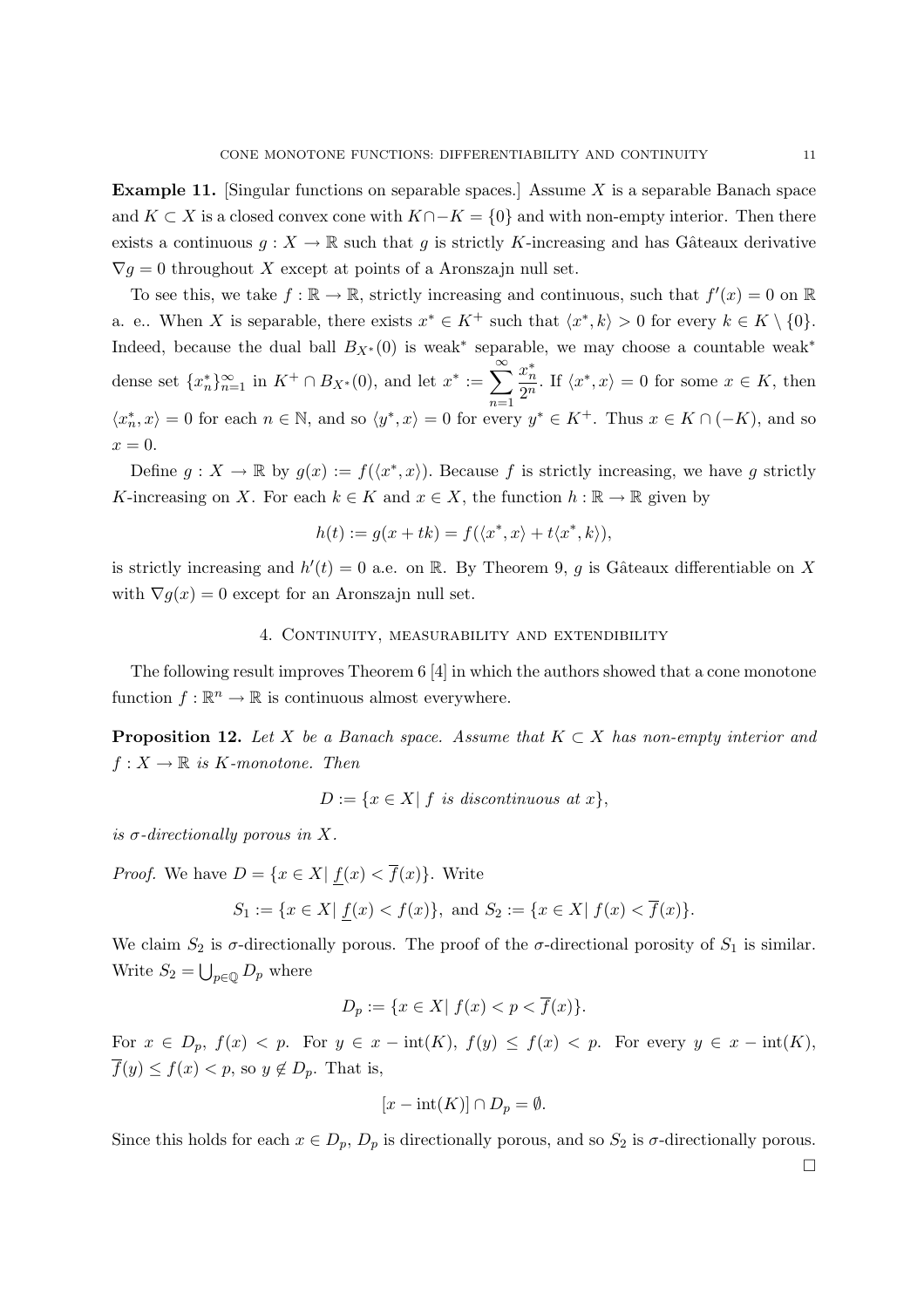**Example 11.** [Singular functions on separable spaces.] Assume $X$ is a separable Banach space and $K \subset X$ is a closed convex cone with $K \cap -K = \{0\}$ and with non-empty interior. Then there exists a continuous $g : X \to \mathbb{R}$ such that $g$ is strictly $K$-increasing and has Gâteaux derivative $\nabla g = 0$ throughout $X$ except at points of a Aronszajn null set.

To see this, we take $f : \mathbb{R} \to \mathbb{R}$, strictly increasing and continuous, such that $f'(x) = 0$ on $\mathbb{R}$ a. e.. When $X$ is separable, there exists $x^* \in K^+$ such that $\langle x^*, k \rangle > 0$ for every $k \in K \setminus \{0\}$. Indeed, because the dual ball $B_{X^*}(0)$ is weak$^*$ separable, we may choose a countable weak$^*$ dense set $\{x_n^*\}_{n=1}^\infty$ in $K^+ \cap B_{X^*}(0)$, and let $x^* := \displaystyle\sum_{n=1}^\infty \frac{x_n^*}{2^n}$. If $\langle x^*, x \rangle = 0$ for some $x \in K$, then $\langle x_n^*, x \rangle = 0$ for each $n \in \mathbb{N}$, and so $\langle y^*, x \rangle = 0$ for every $y^* \in K^+$. Thus $x \in K \cap (-K)$, and so $x = 0$.

Define $g : X \to \mathbb{R}$ by $g(x) := f(\langle x^*, x \rangle)$. Because $f$ is strictly increasing, we have $g$ strictly $K$-increasing on $X$. For each $k \in K$ and $x \in X$, the function $h : \mathbb{R} \to \mathbb{R}$ given by

$$h(t) := g(x + tk) = f(\langle x^*, x \rangle + t\langle x^*, k \rangle),$$

is strictly increasing and $h'(t) = 0$ a.e. on $\mathbb{R}$. By Theorem 9, $g$ is Gâteaux differentiable on $X$ with $\nabla g(x) = 0$ except for an Aronszajn null set.

## 4. Continuity, measurability and extendibility

The following result improves Theorem 6 [4] in which the authors showed that a cone monotone function $f : \mathbb{R}^n \to \mathbb{R}$ is continuous almost everywhere.

**Proposition 12.** *Let $X$ be a Banach space. Assume that $K \subset X$ has non-empty interior and $f : X \to \mathbb{R}$ is $K$-monotone. Then*

$$D := \{x \in X |\ f \text{ is discontinuous at } x\},$$

*is $\sigma$-directionally porous in $X$.*

*Proof.* We have $D = \{x \in X |\ \underline{f}(x) < \overline{f}(x)\}$. Write

$$S_1 := \{x \in X |\ \underline{f}(x) < f(x)\}, \text{ and } S_2 := \{x \in X |\ f(x) < \overline{f}(x)\}.$$

We claim $S_2$ is $\sigma$-directionally porous. The proof of the $\sigma$-directional porosity of $S_1$ is similar. Write $S_2 = \bigcup_{p \in \mathbb{Q}} D_p$ where

$$D_p := \{x \in X |\ f(x) < p < \overline{f}(x)\}.$$

For $x \in D_p$, $f(x) < p$. For $y \in x - \operatorname{int}(K)$, $f(y) \leq f(x) < p$. For every $y \in x - \operatorname{int}(K)$, $\overline{f}(y) \leq f(x) < p$, so $y \notin D_p$. That is,

$$[x - \operatorname{int}(K)] \cap D_p = \emptyset.$$

Since this holds for each $x \in D_p$, $D_p$ is directionally porous, and so $S_2$ is $\sigma$-directionally porous. $\square$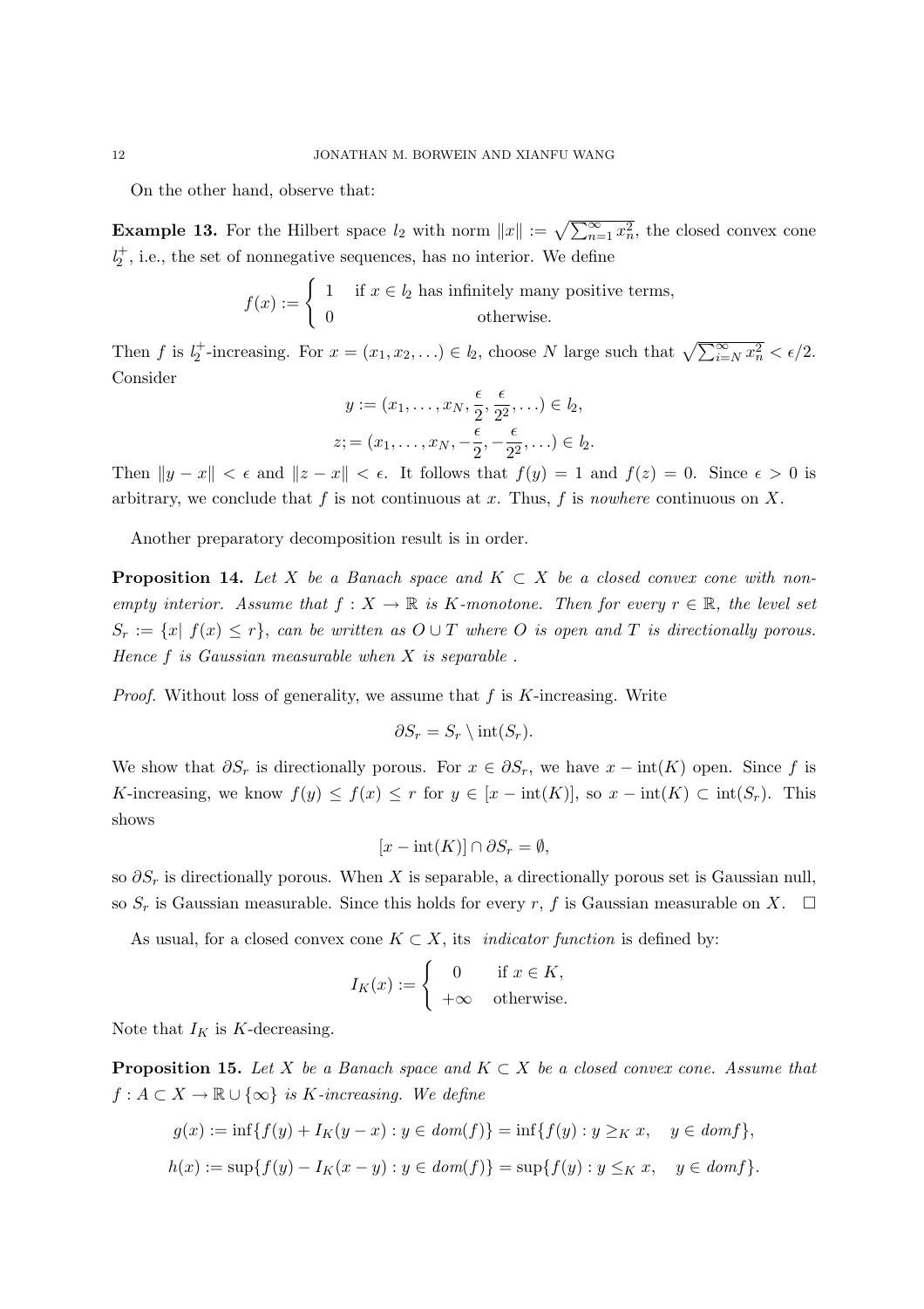On the other hand, observe that:

**Example 13.** For the Hilbert space $l_2$ with norm $\|x\| := \sqrt{\sum_{n=1}^{\infty} x_n^2}$, the closed convex cone $l_2^+$, i.e., the set of nonnegative sequences, has no interior. We define

$$f(x) := \begin{cases} 1 & \text{if } x \in l_2 \text{ has infinitely many positive terms,} \\ 0 & \text{otherwise.} \end{cases}$$

Then $f$ is $l_2^+$-increasing. For $x = (x_1, x_2, \ldots) \in l_2$, choose $N$ large such that $\sqrt{\sum_{i=N}^{\infty} x_n^2} < \epsilon/2$. Consider

$$y := (x_1, \ldots, x_N, \frac{\epsilon}{2}, \frac{\epsilon}{2^2}, \ldots) \in l_2,$$

$$z; = (x_1, \ldots, x_N, -\frac{\epsilon}{2}, -\frac{\epsilon}{2^2}, \ldots) \in l_2.$$

Then $\|y - x\| < \epsilon$ and $\|z - x\| < \epsilon$. It follows that $f(y) = 1$ and $f(z) = 0$. Since $\epsilon > 0$ is arbitrary, we conclude that $f$ is not continuous at $x$. Thus, $f$ is *nowhere* continuous on $X$.

Another preparatory decomposition result is in order.

**Proposition 14.** *Let $X$ be a Banach space and $K \subset X$ be a closed convex cone with nonempty interior. Assume that $f : X \to \mathbb{R}$ is $K$-monotone. Then for every $r \in \mathbb{R}$, the level set $S_r := \{x |\ f(x) \leq r\}$, can be written as $O \cup T$ where $O$ is open and $T$ is directionally porous. Hence $f$ is Gaussian measurable when $X$ is separable .*

*Proof.* Without loss of generality, we assume that $f$ is $K$-increasing. Write

$$\partial S_r = S_r \setminus \text{int}(S_r).$$

We show that $\partial S_r$ is directionally porous. For $x \in \partial S_r$, we have $x - \text{int}(K)$ open. Since $f$ is $K$-increasing, we know $f(y) \leq f(x) \leq r$ for $y \in [x - \text{int}(K)]$, so $x - \text{int}(K) \subset \text{int}(S_r)$. This shows

$$[x - \text{int}(K)] \cap \partial S_r = \emptyset,$$

so $\partial S_r$ is directionally porous. When $X$ is separable, a directionally porous set is Gaussian null, so $S_r$ is Gaussian measurable. Since this holds for every $r$, $f$ is Gaussian measurable on $X$. $\square$

As usual, for a closed convex cone $K \subset X$, its *indicator function* is defined by:

$$I_K(x) := \begin{cases} 0 & \text{if } x \in K, \\ +\infty & \text{otherwise.} \end{cases}$$

Note that $I_K$ is $K$-decreasing.

**Proposition 15.** *Let $X$ be a Banach space and $K \subset X$ be a closed convex cone. Assume that $f : A \subset X \to \mathbb{R} \cup \{\infty\}$ is $K$-increasing. We define*

$$g(x) := \inf\{f(y) + I_K(y - x) : y \in dom(f)\} = \inf\{f(y) : y \geq_K x, \quad y \in dom f\},$$

$$h(x) := \sup\{f(y) - I_K(x - y) : y \in dom(f)\} = \sup\{f(y) : y \leq_K x, \quad y \in dom f\}.$$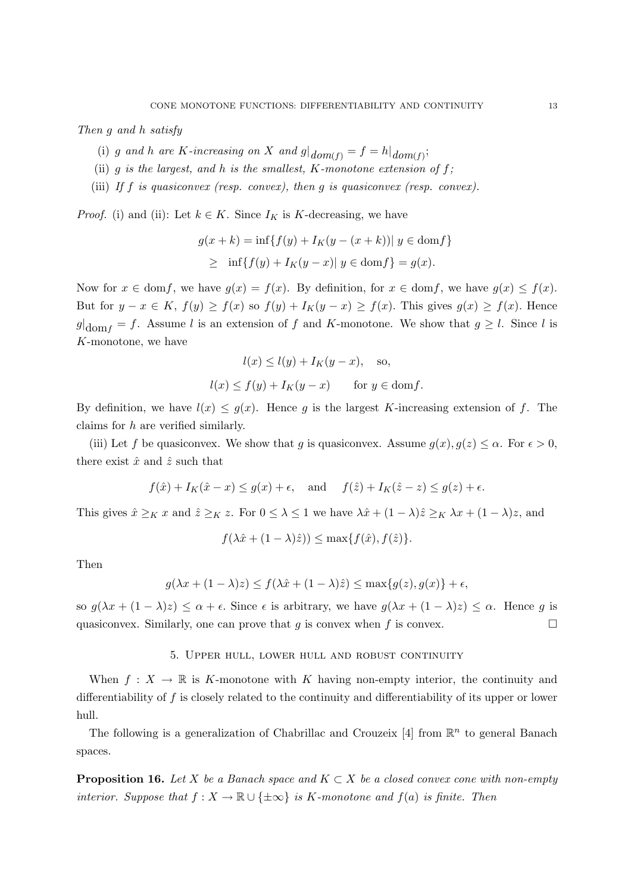*Then $g$ and $h$ satisfy*

(i) *$g$ and $h$ are $K$-increasing on $X$ and $g|_{dom(f)} = f = h|_{dom(f)}$;*

(ii) *$g$ is the largest, and $h$ is the smallest, $K$-monotone extension of $f$;*

(iii) *If $f$ is quasiconvex (resp. convex), then $g$ is quasiconvex (resp. convex).*

*Proof.* (i) and (ii): Let $k \in K$. Since $I_K$ is $K$-decreasing, we have

$$g(x+k) = \inf\{f(y) + I_K(y - (x+k)) |\, y \in \mathrm{dom} f\}$$
$$\geq \inf\{f(y) + I_K(y - x) |\, y \in \mathrm{dom} f\} = g(x).$$

Now for $x \in \mathrm{dom} f$, we have $g(x) = f(x)$. By definition, for $x \in \mathrm{dom} f$, we have $g(x) \leq f(x)$. But for $y - x \in K$, $f(y) \geq f(x)$ so $f(y) + I_K(y - x) \geq f(x)$. This gives $g(x) \geq f(x)$. Hence $g|_{\mathrm{dom} f} = f$. Assume $l$ is an extension of $f$ and $K$-monotone. We show that $g \geq l$. Since $l$ is $K$-monotone, we have

$$l(x) \leq l(y) + I_K(y - x), \quad \text{so,}$$
$$l(x) \leq f(y) + I_K(y - x) \qquad \text{for } y \in \mathrm{dom} f.$$

By definition, we have $l(x) \leq g(x)$. Hence $g$ is the largest $K$-increasing extension of $f$. The claims for $h$ are verified similarly.

(iii) Let $f$ be quasiconvex. We show that $g$ is quasiconvex. Assume $g(x), g(z) \leq \alpha$. For $\epsilon > 0$, there exist $\hat{x}$ and $\hat{z}$ such that

$$f(\hat{x}) + I_K(\hat{x} - x) \leq g(x) + \epsilon, \quad \text{and} \quad f(\hat{z}) + I_K(\hat{z} - z) \leq g(z) + \epsilon.$$

This gives $\hat{x} \geq_K x$ and $\hat{z} \geq_K z$. For $0 \leq \lambda \leq 1$ we have $\lambda\hat{x} + (1-\lambda)\hat{z} \geq_K \lambda x + (1-\lambda)z$, and

$$f(\lambda\hat{x} + (1-\lambda)\hat{z})) \leq \max\{f(\hat{x}), f(\hat{z})\}.$$

Then

$$g(\lambda x + (1-\lambda)z) \leq f(\lambda\hat{x} + (1-\lambda)\hat{z}) \leq \max\{g(z), g(x)\} + \epsilon,$$

so $g(\lambda x + (1-\lambda)z) \leq \alpha + \epsilon$. Since $\epsilon$ is arbitrary, we have $g(\lambda x + (1-\lambda)z) \leq \alpha$. Hence $g$ is quasiconvex. Similarly, one can prove that $g$ is convex when $f$ is convex. $\square$

## 5. Upper hull, lower hull and robust continuity

When $f : X \to \mathbb{R}$ is $K$-monotone with $K$ having non-empty interior, the continuity and differentiability of $f$ is closely related to the continuity and differentiability of its upper or lower hull.

The following is a generalization of Chabrillac and Crouzeix [4] from $\mathbb{R}^n$ to general Banach spaces.

**Proposition 16.** *Let $X$ be a Banach space and $K \subset X$ be a closed convex cone with non-empty interior. Suppose that $f : X \to \mathbb{R} \cup \{\pm\infty\}$ is $K$-monotone and $f(a)$ is finite. Then*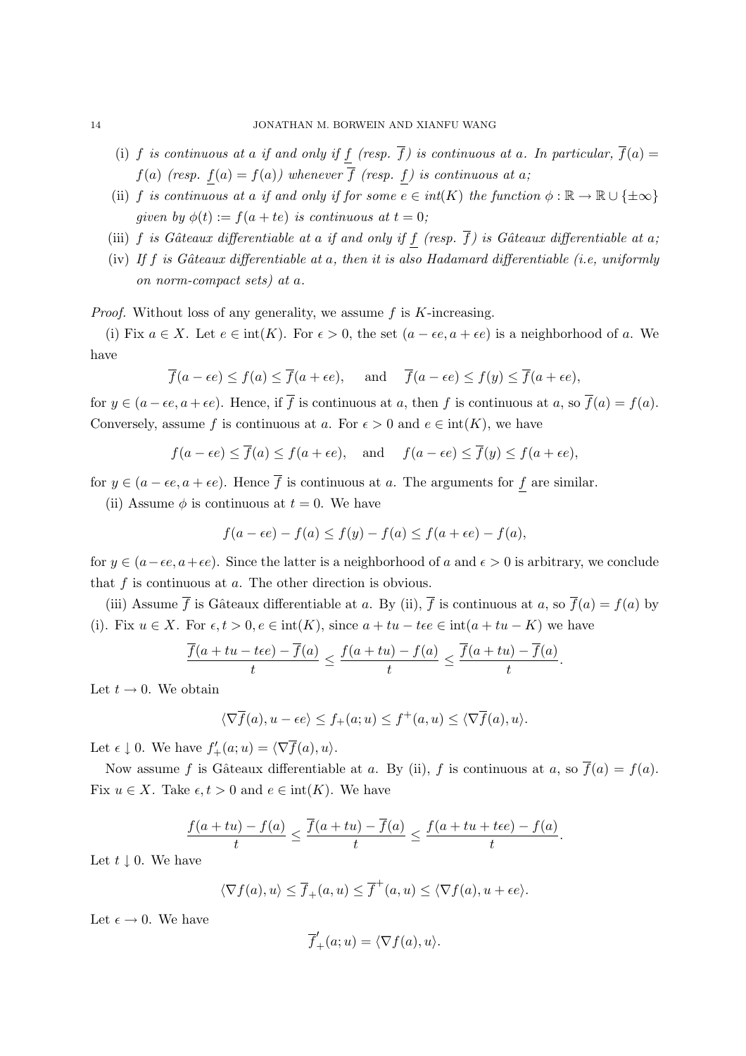(i) *$f$ is continuous at $a$ if and only if $\underline{f}$ (resp. $\overline{f}$) is continuous at $a$. In particular, $\overline{f}(a) = f(a)$ (resp. $\underline{f}(a) = f(a)$) whenever $\overline{f}$ (resp. $\underline{f}$) is continuous at $a$;*

(ii) *$f$ is continuous at $a$ if and only if for some $e \in int(K)$ the function $\phi : \mathbb{R} \to \mathbb{R} \cup \{\pm\infty\}$ given by $\phi(t) := f(a + te)$ is continuous at $t = 0$;*

(iii) *$f$ is Gâteaux differentiable at $a$ if and only if $\underline{f}$ (resp. $\overline{f}$) is Gâteaux differentiable at $a$;*

(iv) *If $f$ is Gâteaux differentiable at $a$, then it is also Hadamard differentiable (i.e, uniformly on norm-compact sets) at $a$.*

*Proof.* Without loss of any generality, we assume $f$ is $K$-increasing.

(i) Fix $a \in X$. Let $e \in \text{int}(K)$. For $\epsilon > 0$, the set $(a - \epsilon e, a + \epsilon e)$ is a neighborhood of $a$. We have

$$\overline{f}(a - \epsilon e) \leq f(a) \leq \overline{f}(a + \epsilon e), \quad \text{ and } \quad \overline{f}(a - \epsilon e) \leq f(y) \leq \overline{f}(a + \epsilon e),$$

for $y \in (a - \epsilon e, a + \epsilon e)$. Hence, if $\overline{f}$ is continuous at $a$, then $f$ is continuous at $a$, so $\overline{f}(a) = f(a)$. Conversely, assume $f$ is continuous at $a$. For $\epsilon > 0$ and $e \in \text{int}(K)$, we have

$$f(a - \epsilon e) \leq \overline{f}(a) \leq f(a + \epsilon e), \quad \text{and} \quad f(a - \epsilon e) \leq \overline{f}(y) \leq f(a + \epsilon e),$$

for $y \in (a - \epsilon e, a + \epsilon e)$. Hence $\overline{f}$ is continuous at $a$. The arguments for $\underline{f}$ are similar.

(ii) Assume $\phi$ is continuous at $t = 0$. We have

$$f(a - \epsilon e) - f(a) \leq f(y) - f(a) \leq f(a + \epsilon e) - f(a),$$

for $y \in (a - \epsilon e, a + \epsilon e)$. Since the latter is a neighborhood of $a$ and $\epsilon > 0$ is arbitrary, we conclude that $f$ is continuous at $a$. The other direction is obvious.

(iii) Assume $\overline{f}$ is Gâteaux differentiable at $a$. By (ii), $\overline{f}$ is continuous at $a$, so $\overline{f}(a) = f(a)$ by (i). Fix $u \in X$. For $\epsilon, t > 0, e \in \text{int}(K)$, since $a + tu - t\epsilon e \in \text{int}(a + tu - K)$ we have

$$\frac{\overline{f}(a + tu - t\epsilon e) - \overline{f}(a)}{t} \leq \frac{f(a + tu) - f(a)}{t} \leq \frac{\overline{f}(a + tu) - \overline{f}(a)}{t}.$$

Let $t \to 0$. We obtain

$$\langle \nabla \overline{f}(a), u - \epsilon e \rangle \leq f_+(a; u) \leq f^+(a, u) \leq \langle \nabla \overline{f}(a), u \rangle.$$

Let $\epsilon \downarrow 0$. We have $f'_+(a; u) = \langle \nabla \overline{f}(a), u \rangle$.

Now assume $f$ is Gâteaux differentiable at $a$. By (ii), $f$ is continuous at $a$, so $\overline{f}(a) = f(a)$. Fix $u \in X$. Take $\epsilon, t > 0$ and $e \in \text{int}(K)$. We have

$$\frac{f(a + tu) - f(a)}{t} \leq \frac{\overline{f}(a + tu) - \overline{f}(a)}{t} \leq \frac{f(a + tu + t\epsilon e) - f(a)}{t}.$$

Let $t \downarrow 0$. We have

$$\langle \nabla f(a), u \rangle \leq \overline{f}_+(a, u) \leq \overline{f}^+(a, u) \leq \langle \nabla f(a), u + \epsilon e \rangle.$$

Let $\epsilon \to 0$. We have

$$\overline{f}'_+(a; u) = \langle \nabla f(a), u \rangle.$$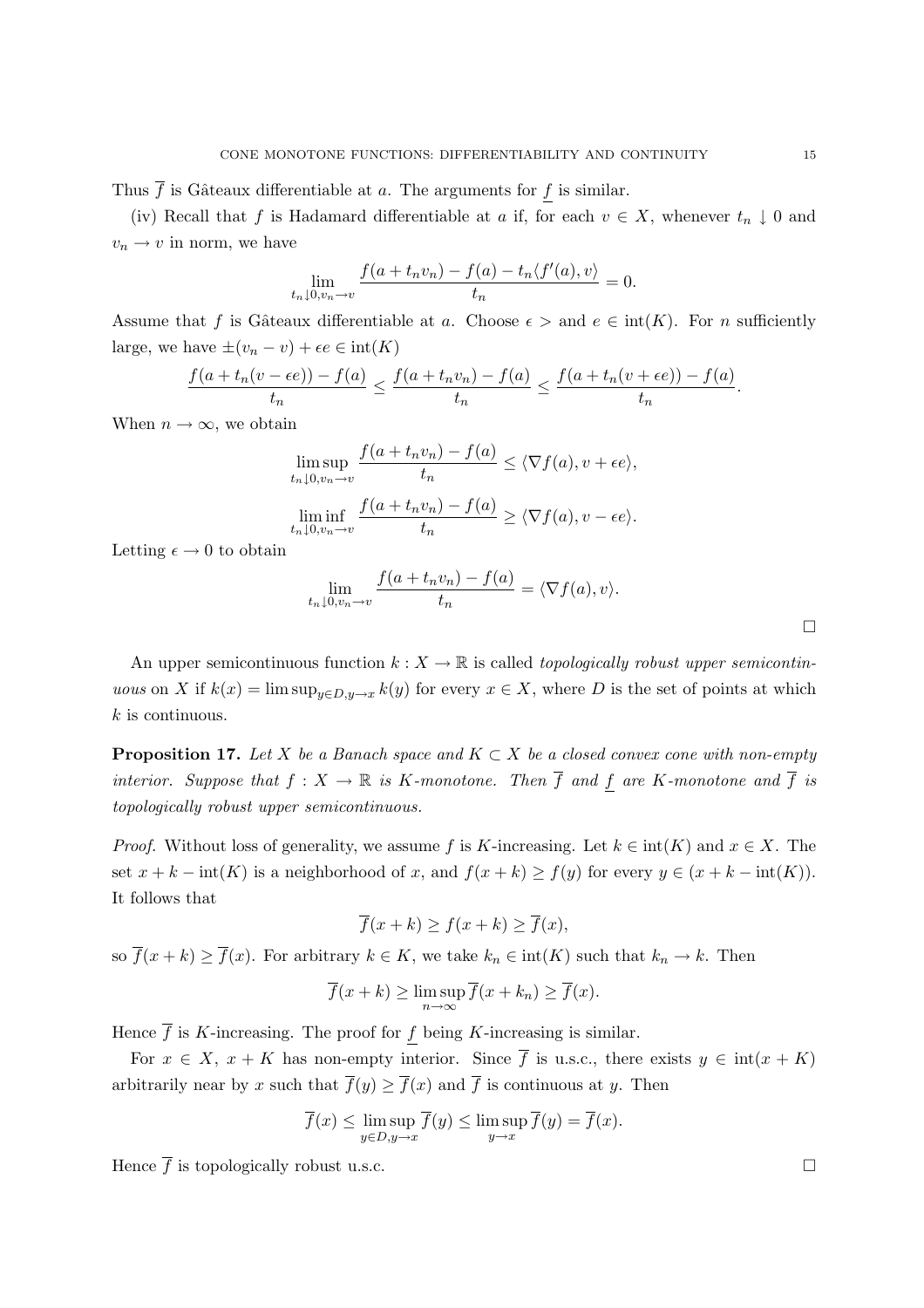Thus $\overline{f}$ is Gâteaux differentiable at $a$. The arguments for $\underline{f}$ is similar.

(iv) Recall that $f$ is Hadamard differentiable at $a$ if, for each $v \in X$, whenever $t_n \downarrow 0$ and $v_n \to v$ in norm, we have

$$\lim_{t_n \downarrow 0, v_n \to v} \frac{f(a + t_n v_n) - f(a) - t_n \langle f'(a), v\rangle}{t_n} = 0.$$

Assume that $f$ is Gâteaux differentiable at $a$. Choose $\epsilon >$ and $e \in \operatorname{int}(K)$. For $n$ sufficiently large, we have $\pm(v_n - v) + \epsilon e \in \operatorname{int}(K)$

$$\frac{f(a + t_n(v - \epsilon e)) - f(a)}{t_n} \leq \frac{f(a + t_n v_n) - f(a)}{t_n} \leq \frac{f(a + t_n(v + \epsilon e)) - f(a)}{t_n}.$$

When $n \to \infty$, we obtain

$$\limsup_{t_n \downarrow 0, v_n \to v} \frac{f(a + t_n v_n) - f(a)}{t_n} \leq \langle \nabla f(a), v + \epsilon e\rangle,$$

$$\liminf_{t_n \downarrow 0, v_n \to v} \frac{f(a + t_n v_n) - f(a)}{t_n} \geq \langle \nabla f(a), v - \epsilon e\rangle.$$

Letting $\epsilon \to 0$ to obtain

$$\lim_{t_n \downarrow 0, v_n \to v} \frac{f(a + t_n v_n) - f(a)}{t_n} = \langle \nabla f(a), v\rangle.$$

□

An upper semicontinuous function $k : X \to \mathbb{R}$ is called *topologically robust upper semicontinuous* on $X$ if $k(x) = \limsup_{y \in D, y \to x} k(y)$ for every $x \in X$, where $D$ is the set of points at which $k$ is continuous.

**Proposition 17.** *Let $X$ be a Banach space and $K \subset X$ be a closed convex cone with non-empty interior. Suppose that $f : X \to \mathbb{R}$ is $K$-monotone. Then $\overline{f}$ and $\underline{f}$ are $K$-monotone and $\overline{f}$ is topologically robust upper semicontinuous.*

*Proof.* Without loss of generality, we assume $f$ is $K$-increasing. Let $k \in \operatorname{int}(K)$ and $x \in X$. The set $x + k - \operatorname{int}(K)$ is a neighborhood of $x$, and $f(x + k) \geq f(y)$ for every $y \in (x + k - \operatorname{int}(K))$. It follows that

$$\overline{f}(x + k) \geq f(x + k) \geq \overline{f}(x),$$

so $\overline{f}(x + k) \geq \overline{f}(x)$. For arbitrary $k \in K$, we take $k_n \in \operatorname{int}(K)$ such that $k_n \to k$. Then

$$\overline{f}(x + k) \geq \limsup_{n \to \infty} \overline{f}(x + k_n) \geq \overline{f}(x).$$

Hence $\overline{f}$ is $K$-increasing. The proof for $\underline{f}$ being $K$-increasing is similar.

For $x \in X$, $x + K$ has non-empty interior. Since $\overline{f}$ is u.s.c., there exists $y \in \operatorname{int}(x + K)$ arbitrarily near by $x$ such that $\overline{f}(y) \geq \overline{f}(x)$ and $\overline{f}$ is continuous at $y$. Then

$$\overline{f}(x) \leq \limsup_{y \in D, y \to x} \overline{f}(y) \leq \limsup_{y \to x} \overline{f}(y) = \overline{f}(x).$$

Hence $\overline{f}$ is topologically robust u.s.c. □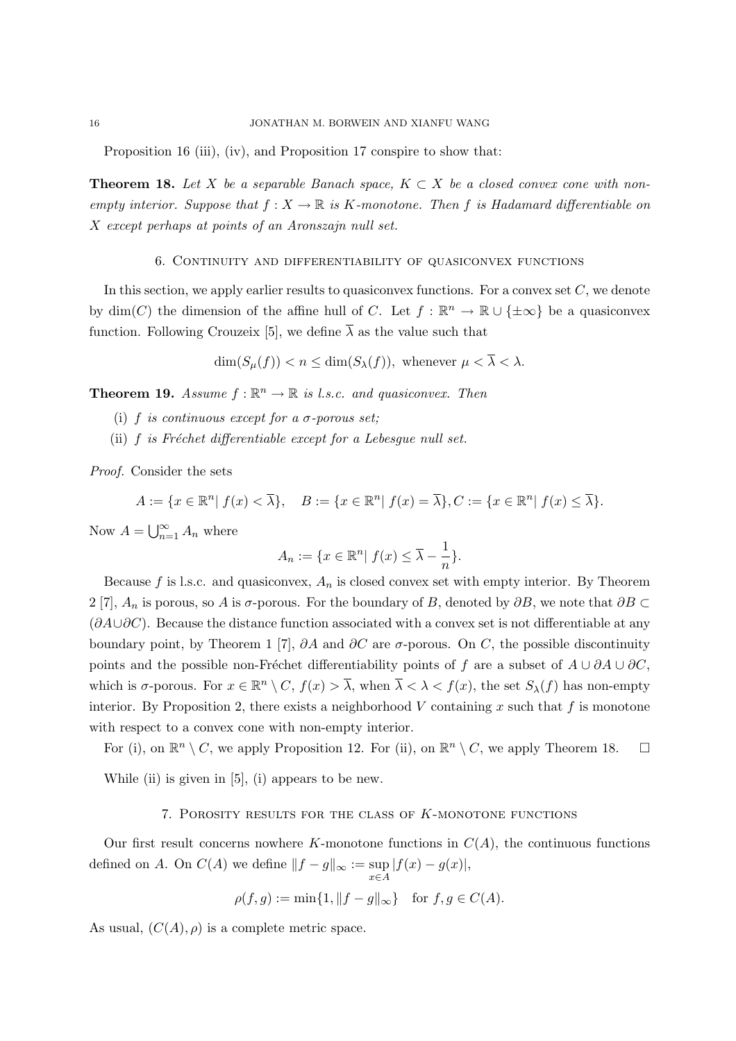Proposition 16 (iii), (iv), and Proposition 17 conspire to show that:

**Theorem 18.** *Let $X$ be a separable Banach space, $K \subset X$ be a closed convex cone with non-empty interior. Suppose that $f : X \to \mathbb{R}$ is $K$-monotone. Then $f$ is Hadamard differentiable on $X$ except perhaps at points of an Aronszajn null set.*

## 6. Continuity and differentiability of quasiconvex functions

In this section, we apply earlier results to quasiconvex functions. For a convex set $C$, we denote by $\dim(C)$ the dimension of the affine hull of $C$. Let $f : \mathbb{R}^n \to \mathbb{R} \cup \{\pm\infty\}$ be a quasiconvex function. Following Crouzeix [5], we define $\overline{\lambda}$ as the value such that

$$\dim(S_\mu(f)) < n \leq \dim(S_\lambda(f)), \text{ whenever } \mu < \overline{\lambda} < \lambda.$$

**Theorem 19.** *Assume $f : \mathbb{R}^n \to \mathbb{R}$ is l.s.c. and quasiconvex. Then*

(i) *$f$ is continuous except for a $\sigma$-porous set;*

(ii) *$f$ is Fréchet differentiable except for a Lebesgue null set.*

*Proof.* Consider the sets

$$A := \{x \in \mathbb{R}^n | \; f(x) < \overline{\lambda}\}, \quad B := \{x \in \mathbb{R}^n | \; f(x) = \overline{\lambda}\}, C := \{x \in \mathbb{R}^n | \; f(x) \leq \overline{\lambda}\}.$$

Now $A = \bigcup_{n=1}^{\infty} A_n$ where

$$A_n := \{x \in \mathbb{R}^n | \; f(x) \leq \overline{\lambda} - \frac{1}{n}\}.$$

Because $f$ is l.s.c. and quasiconvex, $A_n$ is closed convex set with empty interior. By Theorem 2 [7], $A_n$ is porous, so $A$ is $\sigma$-porous. For the boundary of $B$, denoted by $\partial B$, we note that $\partial B \subset (\partial A \cup \partial C)$. Because the distance function associated with a convex set is not differentiable at any boundary point, by Theorem 1 [7], $\partial A$ and $\partial C$ are $\sigma$-porous. On $C$, the possible discontinuity points and the possible non-Fréchet differentiability points of $f$ are a subset of $A \cup \partial A \cup \partial C$, which is $\sigma$-porous. For $x \in \mathbb{R}^n \setminus C$, $f(x) > \overline{\lambda}$, when $\overline{\lambda} < \lambda < f(x)$, the set $S_\lambda(f)$ has non-empty interior. By Proposition 2, there exists a neighborhood $V$ containing $x$ such that $f$ is monotone with respect to a convex cone with non-empty interior.

For (i), on $\mathbb{R}^n \setminus C$, we apply Proposition 12. For (ii), on $\mathbb{R}^n \setminus C$, we apply Theorem 18. $\square$

While (ii) is given in [5], (i) appears to be new.

## 7. Porosity results for the class of $K$-monotone functions

Our first result concerns nowhere $K$-monotone functions in $C(A)$, the continuous functions defined on $A$. On $C(A)$ we define $\|f - g\|_\infty := \sup_{x \in A} |f(x) - g(x)|$,

$$\rho(f, g) := \min\{1, \|f - g\|_\infty\} \quad \text{for } f, g \in C(A).$$

As usual, $(C(A), \rho)$ is a complete metric space.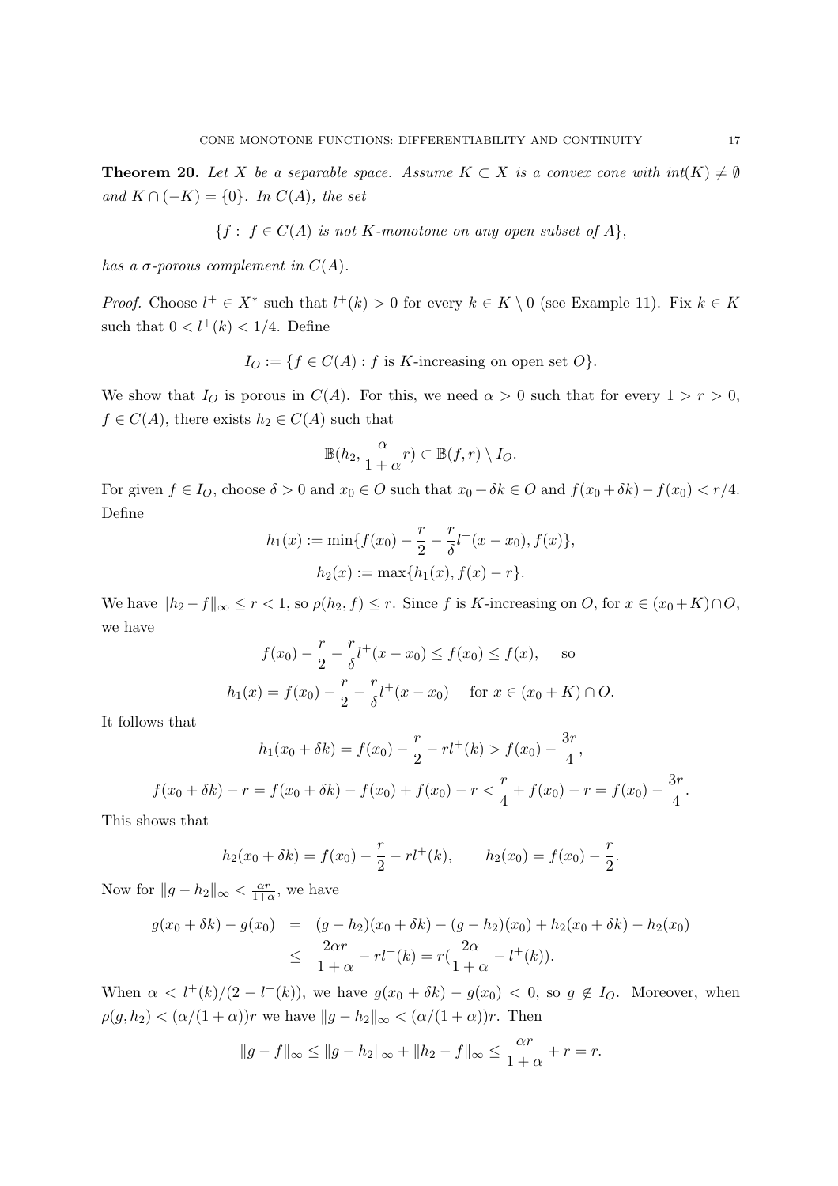**Theorem 20.** *Let $X$ be a separable space. Assume $K \subset X$ is a convex cone with $int(K) \neq \emptyset$ and $K \cap (-K) = \{0\}$. In $C(A)$, the set*

$$\{f : \ f \in C(A) \text{ is not } K\text{-monotone on any open subset of } A\},$$

*has a $\sigma$-porous complement in $C(A)$.*

*Proof.* Choose $l^+ \in X^*$ such that $l^+(k) > 0$ for every $k \in K \setminus 0$ (see Example 11). Fix $k \in K$ such that $0 < l^+(k) < 1/4$. Define

$$I_O := \{f \in C(A) : f \text{ is } K\text{-increasing on open set } O\}.$$

We show that $I_O$ is porous in $C(A)$. For this, we need $\alpha > 0$ such that for every $1 > r > 0$, $f \in C(A)$, there exists $h_2 \in C(A)$ such that

$$\mathbb{B}(h_2, \frac{\alpha}{1+\alpha} r) \subset \mathbb{B}(f, r) \setminus I_O.$$

For given $f \in I_O$, choose $\delta > 0$ and $x_0 \in O$ such that $x_0 + \delta k \in O$ and $f(x_0 + \delta k) - f(x_0) < r/4$. Define

$$h_1(x) := \min\{f(x_0) - \frac{r}{2} - \frac{r}{\delta} l^+(x - x_0), f(x)\},$$
$$h_2(x) := \max\{h_1(x), f(x) - r\}.$$

We have $\|h_2 - f\|_\infty \leq r < 1$, so $\rho(h_2, f) \leq r$. Since $f$ is $K$-increasing on $O$, for $x \in (x_0 + K) \cap O$, we have

$$f(x_0) - \frac{r}{2} - \frac{r}{\delta} l^+(x - x_0) \leq f(x_0) \leq f(x), \quad \text{ so}$$
$$h_1(x) = f(x_0) - \frac{r}{2} - \frac{r}{\delta} l^+(x - x_0) \quad \text{ for } x \in (x_0 + K) \cap O.$$

It follows that

$$h_1(x_0 + \delta k) = f(x_0) - \frac{r}{2} - r l^+(k) > f(x_0) - \frac{3r}{4},$$
$$f(x_0 + \delta k) - r = f(x_0 + \delta k) - f(x_0) + f(x_0) - r < \frac{r}{4} + f(x_0) - r = f(x_0) - \frac{3r}{4}.$$

This shows that

$$h_2(x_0 + \delta k) = f(x_0) - \frac{r}{2} - r l^+(k), \qquad h_2(x_0) = f(x_0) - \frac{r}{2}.$$

Now for $\|g - h_2\|_\infty < \frac{\alpha r}{1+\alpha}$, we have

$$\begin{aligned} g(x_0 + \delta k) - g(x_0) &= (g - h_2)(x_0 + \delta k) - (g - h_2)(x_0) + h_2(x_0 + \delta k) - h_2(x_0) \\ &\leq \frac{2\alpha r}{1+\alpha} - r l^+(k) = r(\frac{2\alpha}{1+\alpha} - l^+(k)). \end{aligned}$$

When $\alpha < l^+(k)/(2 - l^+(k))$, we have $g(x_0 + \delta k) - g(x_0) < 0$, so $g \notin I_O$. Moreover, when $\rho(g, h_2) < (\alpha/(1+\alpha))r$ we have $\|g - h_2\|_\infty < (\alpha/(1+\alpha))r$. Then

$$\|g - f\|_\infty \leq \|g - h_2\|_\infty + \|h_2 - f\|_\infty \leq \frac{\alpha r}{1+\alpha} + r = r.$$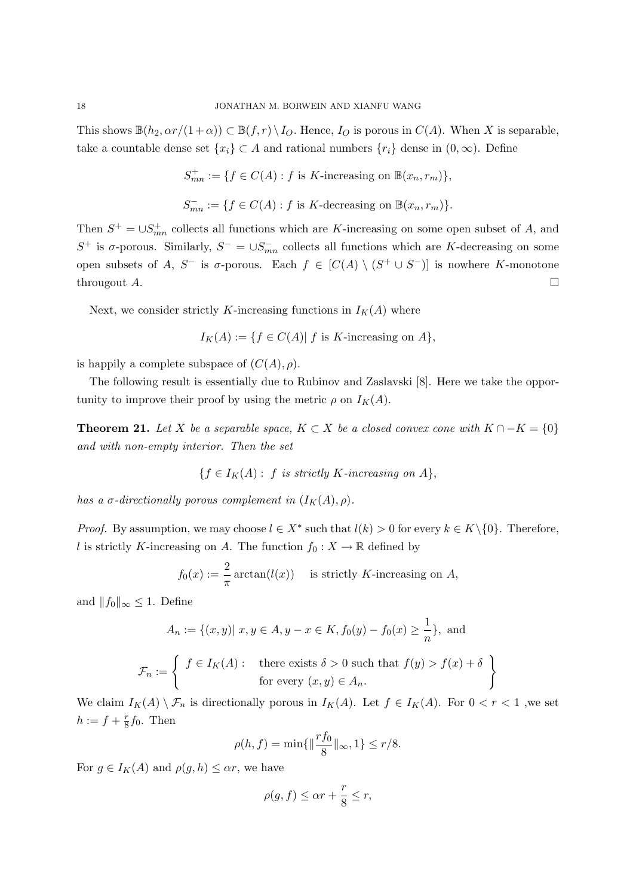This shows $\mathbb{B}(h_2, \alpha r/(1+\alpha)) \subset \mathbb{B}(f, r) \setminus I_O$. Hence, $I_O$ is porous in $C(A)$. When $X$ is separable, take a countable dense set $\{x_i\} \subset A$ and rational numbers $\{r_i\}$ dense in $(0, \infty)$. Define

$$S^+_{mn} := \{f \in C(A) : f \text{ is } K\text{-increasing on } \mathbb{B}(x_n, r_m)\},$$

$$S^-_{mn} := \{f \in C(A) : f \text{ is } K\text{-decreasing on } \mathbb{B}(x_n, r_m)\}.$$

Then $S^+ = \cup S^+_{mn}$ collects all functions which are $K$-increasing on some open subset of $A$, and $S^+$ is $\sigma$-porous. Similarly, $S^- = \cup S^-_{mn}$ collects all functions which are $K$-decreasing on some open subsets of $A$, $S^-$ is $\sigma$-porous. Each $f \in [C(A) \setminus (S^+ \cup S^-)]$ is nowhere $K$-monotone througout $A$. $\square$

Next, we consider strictly $K$-increasing functions in $I_K(A)$ where

$$I_K(A) := \{f \in C(A) | \ f \text{ is } K\text{-increasing on } A\},$$

is happily a complete subspace of $(C(A), \rho)$.

The following result is essentially due to Rubinov and Zaslavski [8]. Here we take the opportunity to improve their proof by using the metric $\rho$ on $I_K(A)$.

**Theorem 21.** *Let $X$ be a separable space, $K \subset X$ be a closed convex cone with $K \cap -K = \{0\}$ and with non-empty interior. Then the set*

$$\{f \in I_K(A) : \ f \text{ is strictly } K\text{-increasing on } A\},$$

*has a $\sigma$-directionally porous complement in $(I_K(A), \rho)$.*

*Proof.* By assumption, we may choose $l \in X^*$ such that $l(k) > 0$ for every $k \in K \setminus \{0\}$. Therefore, $l$ is strictly $K$-increasing on $A$. The function $f_0 : X \to \mathbb{R}$ defined by

$$f_0(x) := \frac{2}{\pi} \arctan(l(x)) \quad \text{ is strictly } K\text{-increasing on } A,$$

and $\|f_0\|_\infty \leq 1$. Define

$$A_n := \{(x, y) | \ x, y \in A, y - x \in K, f_0(y) - f_0(x) \geq \frac{1}{n}\}, \text{ and}$$

$$\mathcal{F}_n := \left\{ \begin{array}{ll} f \in I_K(A) : & \text{there exists } \delta > 0 \text{ such that } f(y) > f(x) + \delta \\ & \text{for every } (x, y) \in A_n. \end{array} \right\}$$

We claim $I_K(A) \setminus \mathcal{F}_n$ is directionally porous in $I_K(A)$. Let $f \in I_K(A)$. For $0 < r < 1$ ,we set $h := f + \frac{r}{8} f_0$. Then

$$\rho(h, f) = \min\{\|\frac{r f_0}{8}\|_\infty, 1\} \leq r/8.$$

For $g \in I_K(A)$ and $\rho(g, h) \leq \alpha r$, we have

$$\rho(g, f) \leq \alpha r + \frac{r}{8} \leq r,$$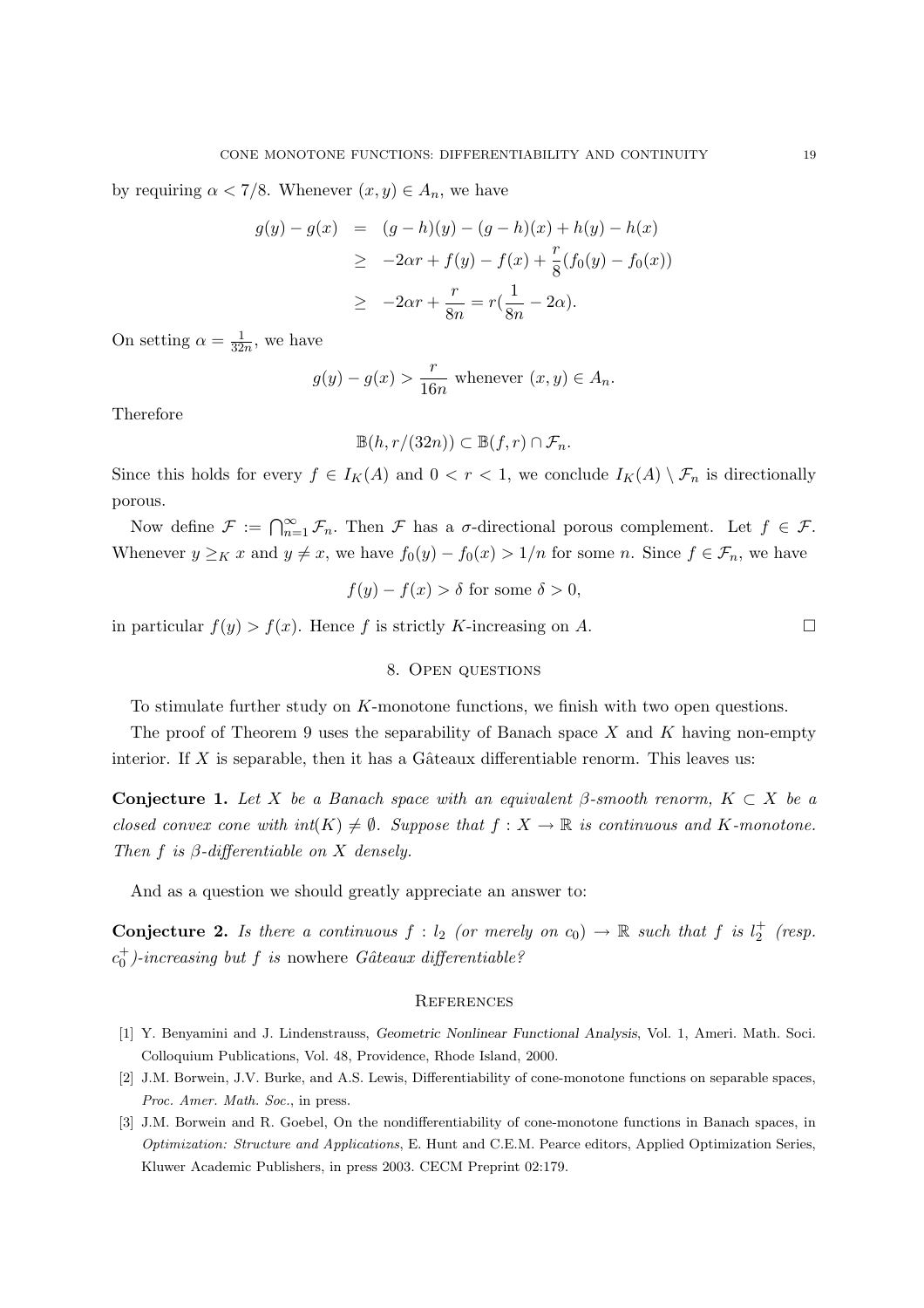by requiring $\alpha < 7/8$. Whenever $(x, y) \in A_n$, we have

$$
\begin{aligned}
g(y) - g(x) &= (g-h)(y) - (g-h)(x) + h(y) - h(x) \\
&\geq -2\alpha r + f(y) - f(x) + \frac{r}{8}(f_0(y) - f_0(x)) \\
&\geq -2\alpha r + \frac{r}{8n} = r(\frac{1}{8n} - 2\alpha).
\end{aligned}
$$

On setting $\alpha = \frac{1}{32n}$, we have

$$
g(y) - g(x) > \frac{r}{16n} \text{ whenever } (x, y) \in A_n.
$$

Therefore

$$
\mathbb{B}(h, r/(32n)) \subset \mathbb{B}(f, r) \cap \mathcal{F}_n.
$$

Since this holds for every $f \in I_K(A)$ and $0 < r < 1$, we conclude $I_K(A) \setminus \mathcal{F}_n$ is directionally porous.

Now define $\mathcal{F} := \bigcap_{n=1}^{\infty} \mathcal{F}_n$. Then $\mathcal{F}$ has a $\sigma$-directional porous complement. Let $f \in \mathcal{F}$. Whenever $y \geq_K x$ and $y \neq x$, we have $f_0(y) - f_0(x) > 1/n$ for some $n$. Since $f \in \mathcal{F}_n$, we have

$$
f(y) - f(x) > \delta \text{ for some } \delta > 0,
$$

in particular $f(y) > f(x)$. Hence $f$ is strictly $K$-increasing on $A$. □

## 8. Open questions

To stimulate further study on $K$-monotone functions, we finish with two open questions.

The proof of Theorem 9 uses the separability of Banach space $X$ and $K$ having non-empty interior. If $X$ is separable, then it has a Gâteaux differentiable renorm. This leaves us:

**Conjecture 1.** *Let $X$ be a Banach space with an equivalent $\beta$-smooth renorm, $K \subset X$ be a closed convex cone with $int(K) \neq \emptyset$. Suppose that $f : X \to \mathbb{R}$ is continuous and $K$-monotone. Then $f$ is $\beta$-differentiable on $X$ densely.*

And as a question we should greatly appreciate an answer to:

**Conjecture 2.** *Is there a continuous $f : l_2$ (or merely on $c_0$) $\to \mathbb{R}$ such that $f$ is $l_2^+$ (resp. $c_0^+$)-increasing but $f$ is* nowhere *Gâteaux differentiable?*

## References

[1] Y. Benyamini and J. Lindenstrauss, *Geometric Nonlinear Functional Analysis*, Vol. 1, Ameri. Math. Soci. Colloquium Publications, Vol. 48, Providence, Rhode Island, 2000.

[2] J.M. Borwein, J.V. Burke, and A.S. Lewis, Differentiability of cone-monotone functions on separable spaces, *Proc. Amer. Math. Soc.*, in press.

[3] J.M. Borwein and R. Goebel, On the nondifferentiability of cone-monotone functions in Banach spaces, in *Optimization: Structure and Applications*, E. Hunt and C.E.M. Pearce editors, Applied Optimization Series, Kluwer Academic Publishers, in press 2003. CECM Preprint 02:179.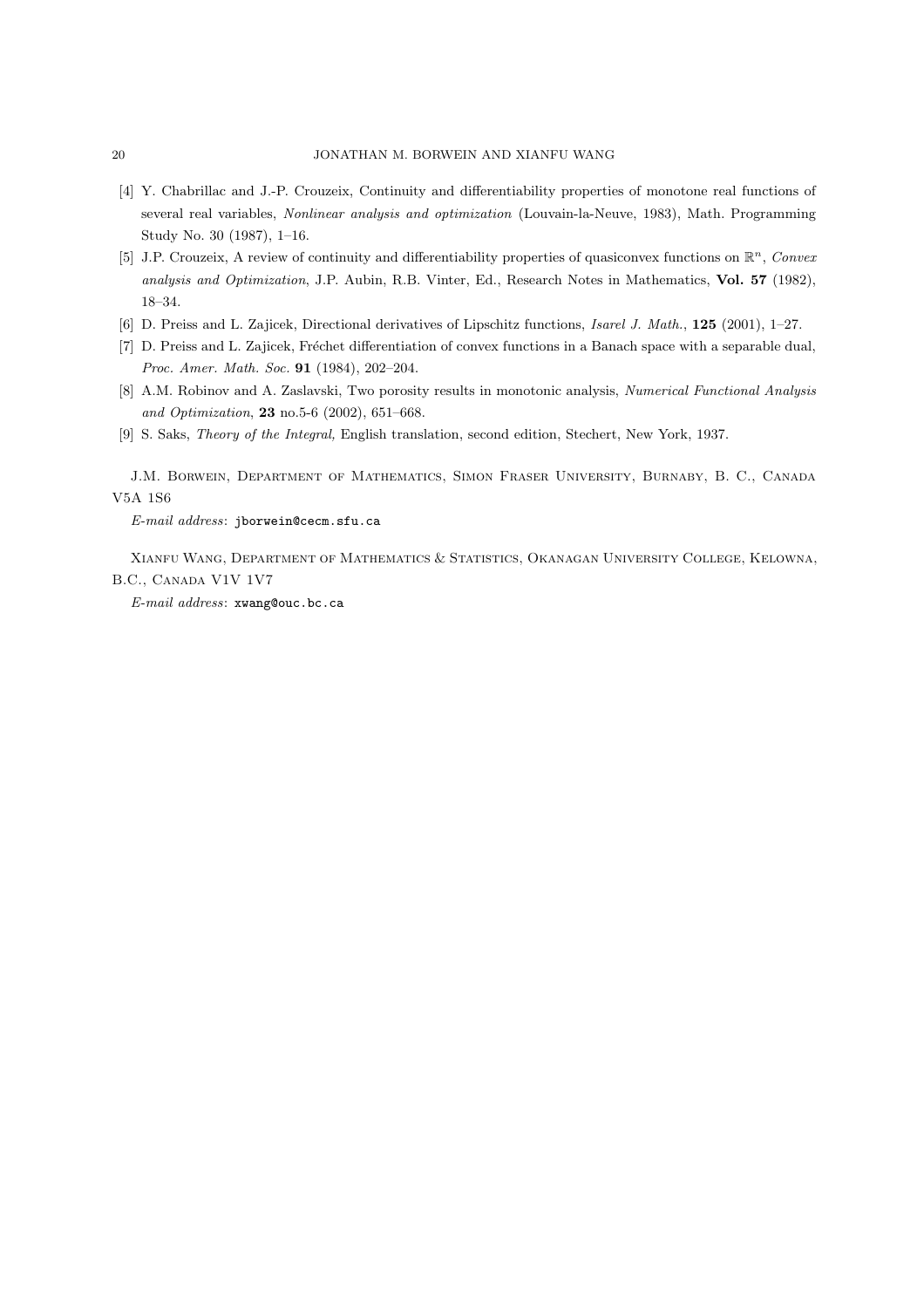[4] Y. Chabrillac and J.-P. Crouzeix, Continuity and differentiability properties of monotone real functions of several real variables, *Nonlinear analysis and optimization* (Louvain-la-Neuve, 1983), Math. Programming Study No. 30 (1987), 1–16.

[5] J.P. Crouzeix, A review of continuity and differentiability properties of quasiconvex functions on $\mathbb{R}^n$, *Convex analysis and Optimization*, J.P. Aubin, R.B. Vinter, Ed., Research Notes in Mathematics, **Vol. 57** (1982), 18–34.

[6] D. Preiss and L. Zajicek, Directional derivatives of Lipschitz functions, *Isarel J. Math.*, **125** (2001), 1–27.

[7] D. Preiss and L. Zajicek, Fréchet differentiation of convex functions in a Banach space with a separable dual, *Proc. Amer. Math. Soc.* **91** (1984), 202–204.

[8] A.M. Robinov and A. Zaslavski, Two porosity results in monotonic analysis, *Numerical Functional Analysis and Optimization*, **23** no.5-6 (2002), 651–668.

[9] S. Saks, *Theory of the Integral,* English translation, second edition, Stechert, New York, 1937.

J.M. Borwein, Department of Mathematics, Simon Fraser University, Burnaby, B. C., Canada V5A 1S6

*E-mail address*: jborwein@cecm.sfu.ca

Xianfu Wang, Department of Mathematics & Statistics, Okanagan University College, Kelowna, B.C., Canada V1V 1V7

*E-mail address*: xwang@ouc.bc.ca